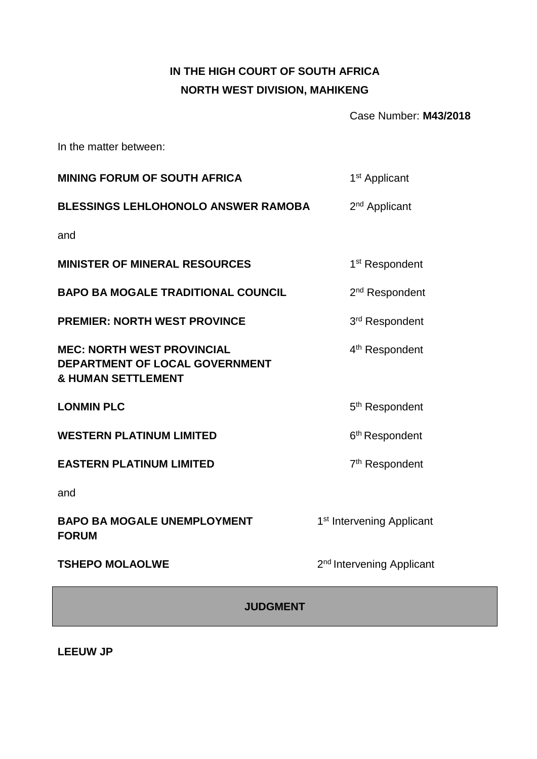**IN THE HIGH COURT OF SOUTH AFRICA**
**NORTH WEST DIVISION, MAHIKENG**

Case Number: **M43/2018**

In the matter between:

| | |
|---|---|
| **MINING FORUM OF SOUTH AFRICA** | 1st Applicant |
| **BLESSINGS LEHLOHONOLO ANSWER RAMOBA** | 2nd Applicant |

and

| | |
|---|---|
| **MINISTER OF MINERAL RESOURCES** | 1st Respondent |
| **BAPO BA MOGALE TRADITIONAL COUNCIL** | 2nd Respondent |
| **PREMIER: NORTH WEST PROVINCE** | 3rd Respondent |
| **MEC: NORTH WEST PROVINCIAL DEPARTMENT OF LOCAL GOVERNMENT & HUMAN SETTLEMENT** | 4th Respondent |
| **LONMIN PLC** | 5th Respondent |
| **WESTERN PLATINUM LIMITED** | 6th Respondent |
| **EASTERN PLATINUM LIMITED** | 7th Respondent |

and

| | |
|---|---|
| **BAPO BA MOGALE UNEMPLOYMENT FORUM** | 1st Intervening Applicant |
| **TSHEPO MOLAOLWE** | 2nd Intervening Applicant |

**JUDGMENT**

**LEEUW JP**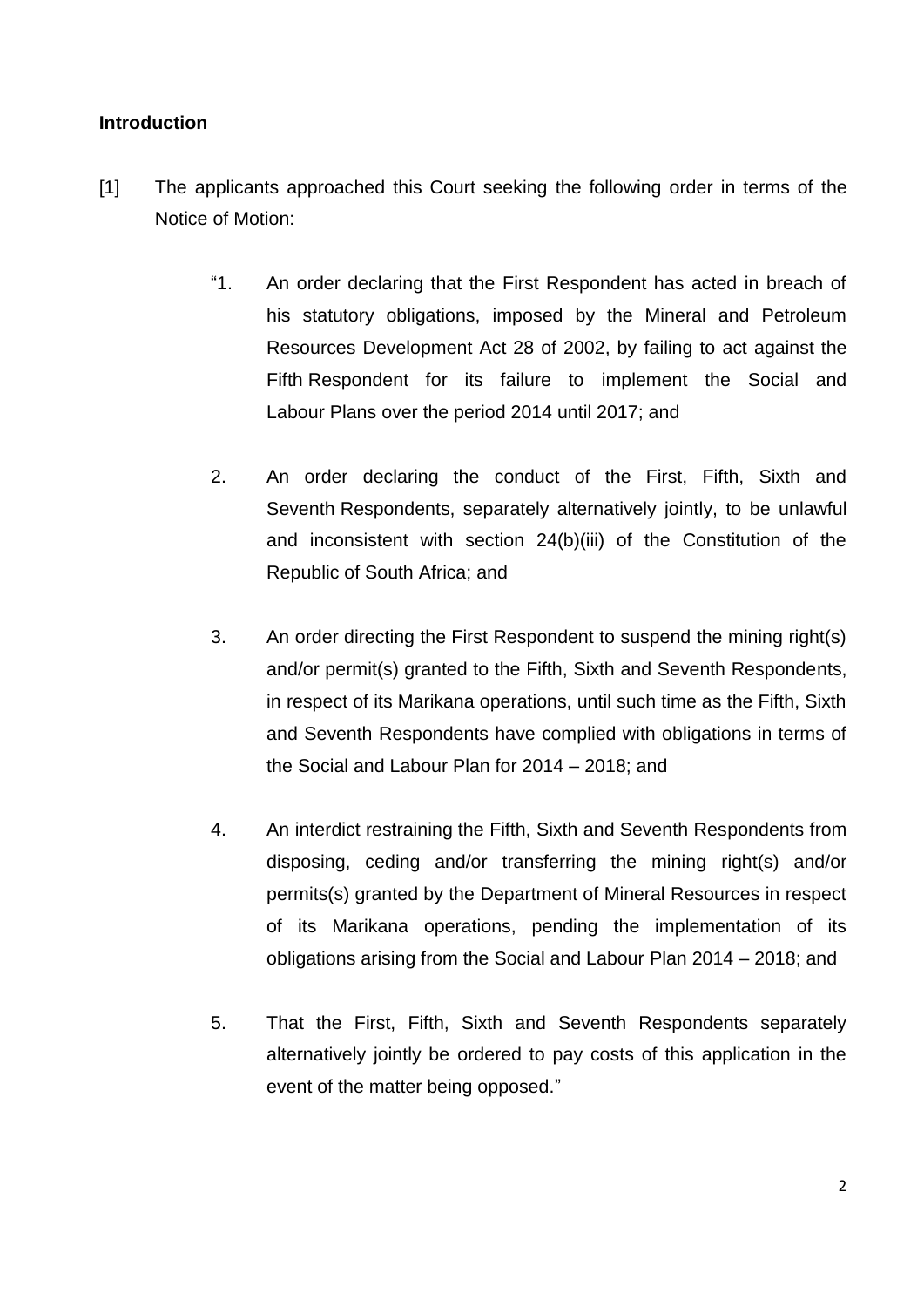**Introduction**

[1] The applicants approached this Court seeking the following order in terms of the Notice of Motion:

> "1. An order declaring that the First Respondent has acted in breach of his statutory obligations, imposed by the Mineral and Petroleum Resources Development Act 28 of 2002, by failing to act against the Fifth Respondent for its failure to implement the Social and Labour Plans over the period 2014 until 2017; and
>
> 2. An order declaring the conduct of the First, Fifth, Sixth and Seventh Respondents, separately alternatively jointly, to be unlawful and inconsistent with section 24(b)(iii) of the Constitution of the Republic of South Africa; and
>
> 3. An order directing the First Respondent to suspend the mining right(s) and/or permit(s) granted to the Fifth, Sixth and Seventh Respondents, in respect of its Marikana operations, until such time as the Fifth, Sixth and Seventh Respondents have complied with obligations in terms of the Social and Labour Plan for 2014 – 2018; and
>
> 4. An interdict restraining the Fifth, Sixth and Seventh Respondents from disposing, ceding and/or transferring the mining right(s) and/or permits(s) granted by the Department of Mineral Resources in respect of its Marikana operations, pending the implementation of its obligations arising from the Social and Labour Plan 2014 – 2018; and
>
> 5. That the First, Fifth, Sixth and Seventh Respondents separately alternatively jointly be ordered to pay costs of this application in the event of the matter being opposed."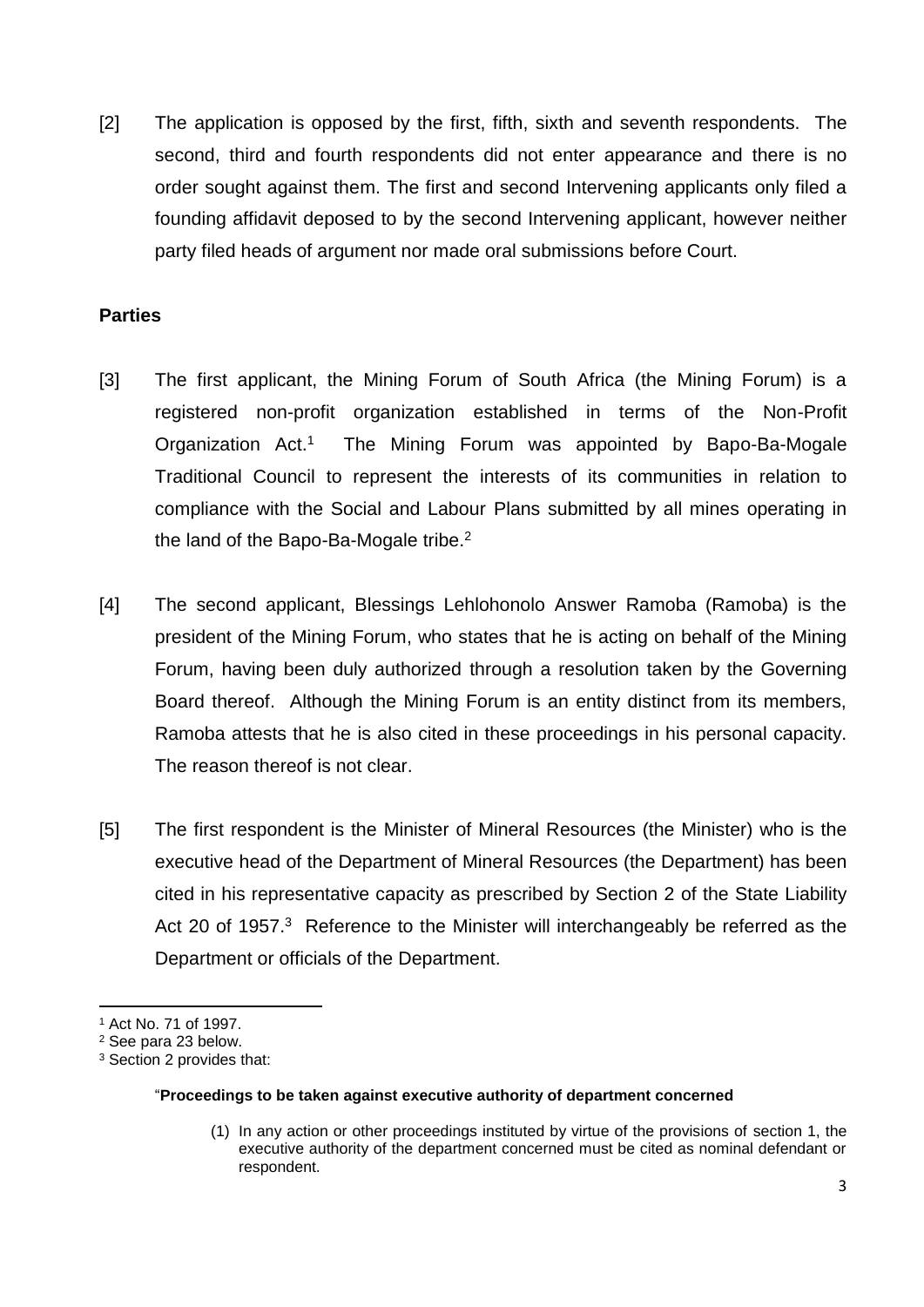[2] The application is opposed by the first, fifth, sixth and seventh respondents. The second, third and fourth respondents did not enter appearance and there is no order sought against them. The first and second Intervening applicants only filed a founding affidavit deposed to by the second Intervening applicant, however neither party filed heads of argument nor made oral submissions before Court.

**Parties**

[3] The first applicant, the Mining Forum of South Africa (the Mining Forum) is a registered non-profit organization established in terms of the Non-Profit Organization Act.[1] The Mining Forum was appointed by Bapo-Ba-Mogale Traditional Council to represent the interests of its communities in relation to compliance with the Social and Labour Plans submitted by all mines operating in the land of the Bapo-Ba-Mogale tribe.[2]

[4] The second applicant, Blessings Lehlohonolo Answer Ramoba (Ramoba) is the president of the Mining Forum, who states that he is acting on behalf of the Mining Forum, having been duly authorized through a resolution taken by the Governing Board thereof. Although the Mining Forum is an entity distinct from its members, Ramoba attests that he is also cited in these proceedings in his personal capacity. The reason thereof is not clear.

[5] The first respondent is the Minister of Mineral Resources (the Minister) who is the executive head of the Department of Mineral Resources (the Department) has been cited in his representative capacity as prescribed by Section 2 of the State Liability Act 20 of 1957.[3] Reference to the Minister will interchangeably be referred as the Department or officials of the Department.

---

[1] Act No. 71 of 1997.

[2] See para 23 below.

[3] Section 2 provides that:

> "**Proceedings to be taken against executive authority of department concerned**
>
> (1) In any action or other proceedings instituted by virtue of the provisions of section 1, the executive authority of the department concerned must be cited as nominal defendant or respondent.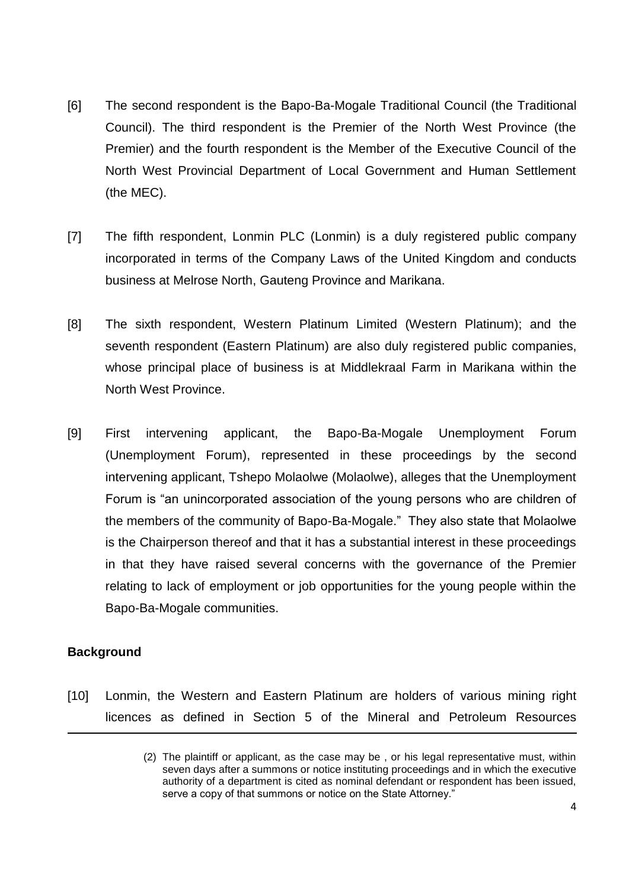[6] The second respondent is the Bapo-Ba-Mogale Traditional Council (the Traditional Council). The third respondent is the Premier of the North West Province (the Premier) and the fourth respondent is the Member of the Executive Council of the North West Provincial Department of Local Government and Human Settlement (the MEC).

[7] The fifth respondent, Lonmin PLC (Lonmin) is a duly registered public company incorporated in terms of the Company Laws of the United Kingdom and conducts business at Melrose North, Gauteng Province and Marikana.

[8] The sixth respondent, Western Platinum Limited (Western Platinum); and the seventh respondent (Eastern Platinum) are also duly registered public companies, whose principal place of business is at Middlekraal Farm in Marikana within the North West Province.

[9] First intervening applicant, the Bapo-Ba-Mogale Unemployment Forum (Unemployment Forum), represented in these proceedings by the second intervening applicant, Tshepo Molaolwe (Molaolwe), alleges that the Unemployment Forum is "an unincorporated association of the young persons who are children of the members of the community of Bapo-Ba-Mogale." They also state that Molaolwe is the Chairperson thereof and that it has a substantial interest in these proceedings in that they have raised several concerns with the governance of the Premier relating to lack of employment or job opportunities for the young people within the Bapo-Ba-Mogale communities.

**Background**

[10] Lonmin, the Western and Eastern Platinum are holders of various mining right licences as defined in Section 5 of the Mineral and Petroleum Resources

---

(2) The plaintiff or applicant, as the case may be , or his legal representative must, within seven days after a summons or notice instituting proceedings and in which the executive authority of a department is cited as nominal defendant or respondent has been issued, serve a copy of that summons or notice on the State Attorney."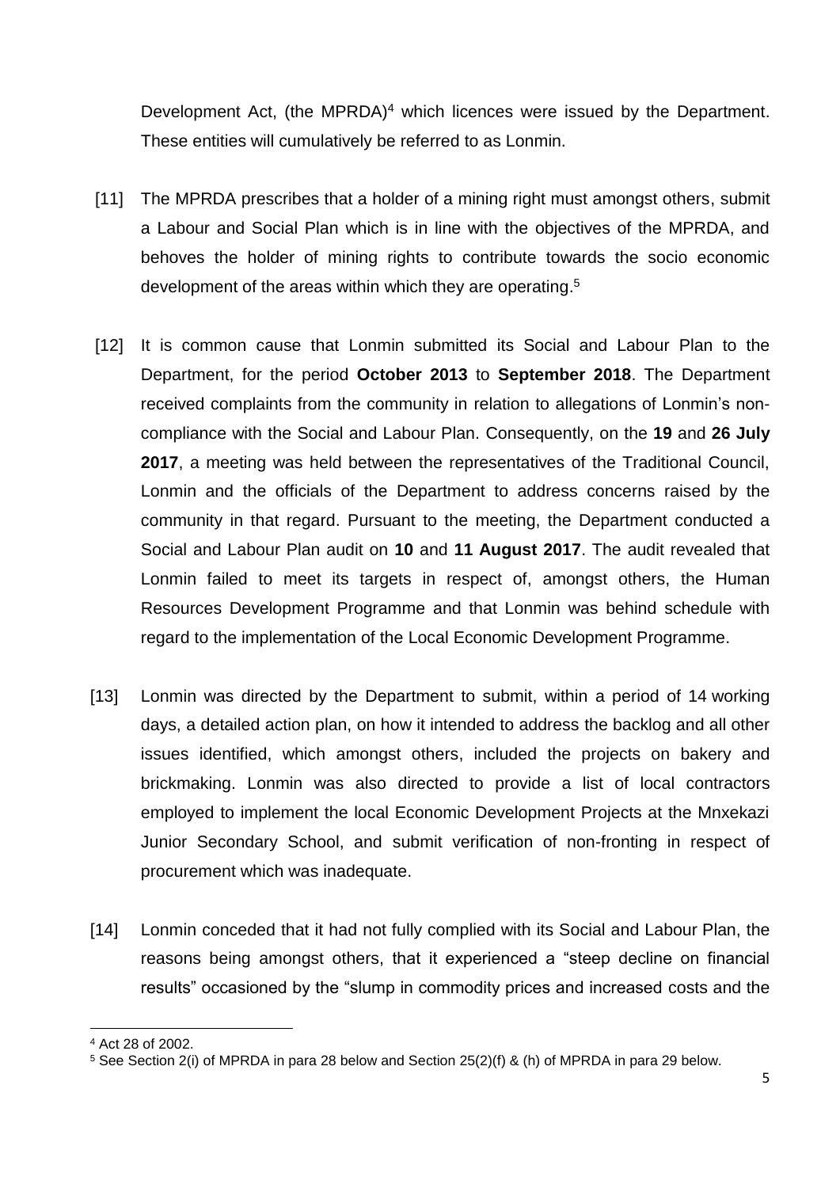Development Act, (the MPRDA)[4] which licences were issued by the Department. These entities will cumulatively be referred to as Lonmin.

[11] The MPRDA prescribes that a holder of a mining right must amongst others, submit a Labour and Social Plan which is in line with the objectives of the MPRDA, and behoves the holder of mining rights to contribute towards the socio economic development of the areas within which they are operating.[5]

[12] It is common cause that Lonmin submitted its Social and Labour Plan to the Department, for the period **October 2013** to **September 2018**. The Department received complaints from the community in relation to allegations of Lonmin's non-compliance with the Social and Labour Plan. Consequently, on the **19** and **26 July 2017**, a meeting was held between the representatives of the Traditional Council, Lonmin and the officials of the Department to address concerns raised by the community in that regard. Pursuant to the meeting, the Department conducted a Social and Labour Plan audit on **10** and **11 August 2017**. The audit revealed that Lonmin failed to meet its targets in respect of, amongst others, the Human Resources Development Programme and that Lonmin was behind schedule with regard to the implementation of the Local Economic Development Programme.

[13] Lonmin was directed by the Department to submit, within a period of 14 working days, a detailed action plan, on how it intended to address the backlog and all other issues identified, which amongst others, included the projects on bakery and brickmaking. Lonmin was also directed to provide a list of local contractors employed to implement the local Economic Development Projects at the Mnxekazi Junior Secondary School, and submit verification of non-fronting in respect of procurement which was inadequate.

[14] Lonmin conceded that it had not fully complied with its Social and Labour Plan, the reasons being amongst others, that it experienced a "steep decline on financial results" occasioned by the "slump in commodity prices and increased costs and the

---

[4] Act 28 of 2002.

[5] See Section 2(i) of MPRDA in para 28 below and Section 25(2)(f) & (h) of MPRDA in para 29 below.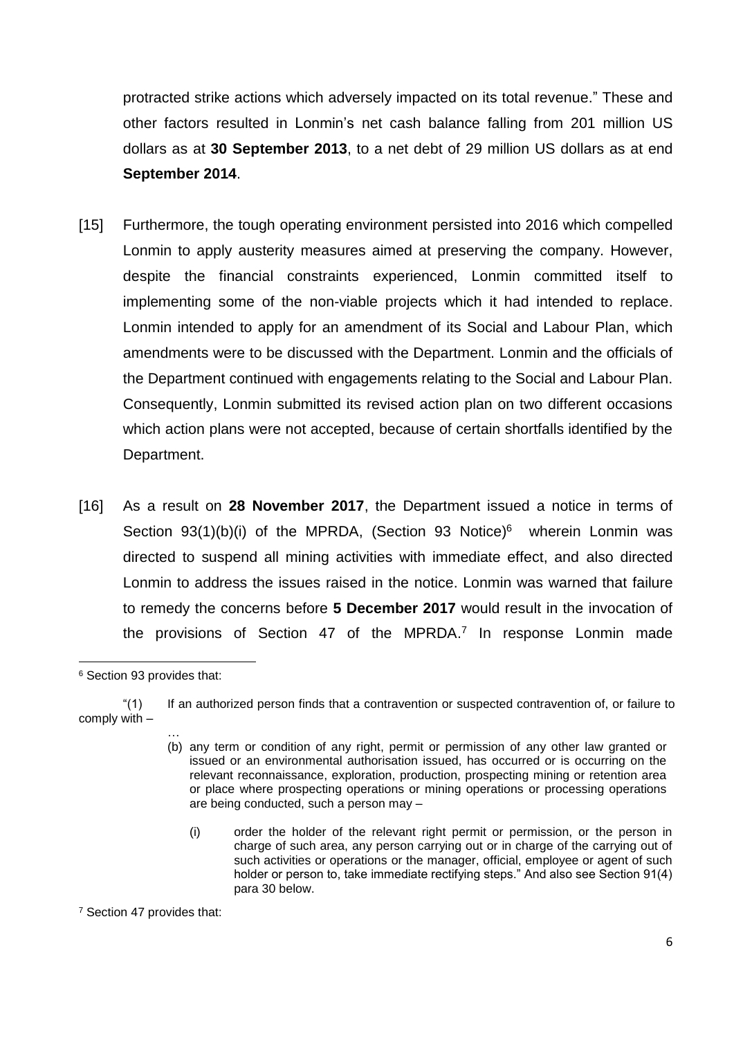protracted strike actions which adversely impacted on its total revenue." These and other factors resulted in Lonmin's net cash balance falling from 201 million US dollars as at **30 September 2013**, to a net debt of 29 million US dollars as at end **September 2014**.

[15] Furthermore, the tough operating environment persisted into 2016 which compelled Lonmin to apply austerity measures aimed at preserving the company. However, despite the financial constraints experienced, Lonmin committed itself to implementing some of the non-viable projects which it had intended to replace. Lonmin intended to apply for an amendment of its Social and Labour Plan, which amendments were to be discussed with the Department. Lonmin and the officials of the Department continued with engagements relating to the Social and Labour Plan. Consequently, Lonmin submitted its revised action plan on two different occasions which action plans were not accepted, because of certain shortfalls identified by the Department.

[16] As a result on **28 November 2017**, the Department issued a notice in terms of Section 93(1)(b)(i) of the MPRDA, (Section 93 Notice)[6] wherein Lonmin was directed to suspend all mining activities with immediate effect, and also directed Lonmin to address the issues raised in the notice. Lonmin was warned that failure to remedy the concerns before **5 December 2017** would result in the invocation of the provisions of Section 47 of the MPRDA.[7] In response Lonmin made

---

[6] Section 93 provides that:

"(1) If an authorized person finds that a contravention or suspected contravention of, or failure to comply with –

…

(b) any term or condition of any right, permit or permission of any other law granted or issued or an environmental authorisation issued, has occurred or is occurring on the relevant reconnaissance, exploration, production, prospecting mining or retention area or place where prospecting operations or mining operations or processing operations are being conducted, such a person may –

(i) order the holder of the relevant right permit or permission, or the person in charge of such area, any person carrying out or in charge of the carrying out of such activities or operations or the manager, official, employee or agent of such holder or person to, take immediate rectifying steps." And also see Section 91(4) para 30 below.

[7] Section 47 provides that: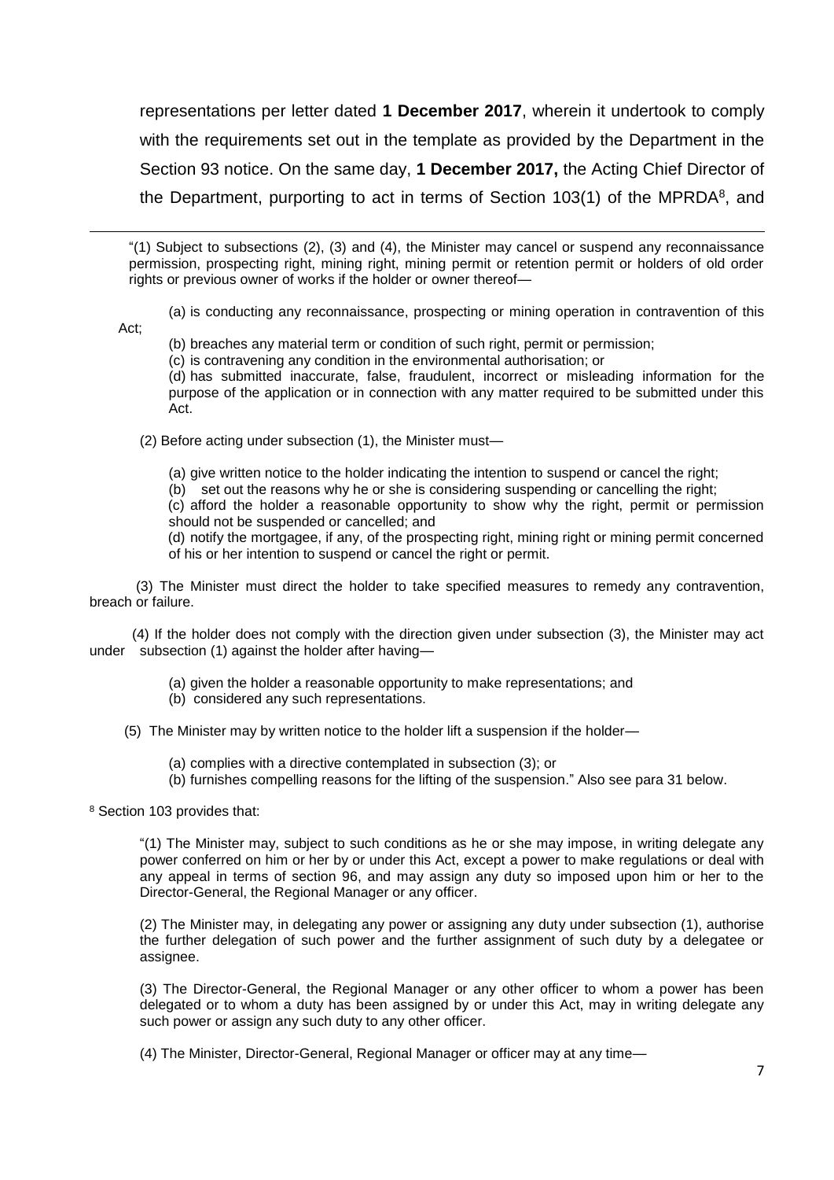representations per letter dated **1 December 2017**, wherein it undertook to comply with the requirements set out in the template as provided by the Department in the Section 93 notice. On the same day, **1 December 2017,** the Acting Chief Director of the Department, purporting to act in terms of Section 103(1) of the MPRDA[8], and

---

"(1) Subject to subsections (2), (3) and (4), the Minister may cancel or suspend any reconnaissance permission, prospecting right, mining right, mining permit or retention permit or holders of old order rights or previous owner of works if the holder or owner thereof—

(a) is conducting any reconnaissance, prospecting or mining operation in contravention of this Act;

(b) breaches any material term or condition of such right, permit or permission;

(c) is contravening any condition in the environmental authorisation; or

(d) has submitted inaccurate, false, fraudulent, incorrect or misleading information for the purpose of the application or in connection with any matter required to be submitted under this Act.

(2) Before acting under subsection (1), the Minister must—

(a) give written notice to the holder indicating the intention to suspend or cancel the right;

(b) set out the reasons why he or she is considering suspending or cancelling the right;

(c) afford the holder a reasonable opportunity to show why the right, permit or permission should not be suspended or cancelled; and

(d) notify the mortgagee, if any, of the prospecting right, mining right or mining permit concerned of his or her intention to suspend or cancel the right or permit.

(3) The Minister must direct the holder to take specified measures to remedy any contravention, breach or failure.

(4) If the holder does not comply with the direction given under subsection (3), the Minister may act under subsection (1) against the holder after having—

(a) given the holder a reasonable opportunity to make representations; and

(b) considered any such representations.

(5) The Minister may by written notice to the holder lift a suspension if the holder—

(a) complies with a directive contemplated in subsection (3); or

(b) furnishes compelling reasons for the lifting of the suspension." Also see para 31 below.

[8] Section 103 provides that:

"(1) The Minister may, subject to such conditions as he or she may impose, in writing delegate any power conferred on him or her by or under this Act, except a power to make regulations or deal with any appeal in terms of section 96, and may assign any duty so imposed upon him or her to the Director-General, the Regional Manager or any officer.

(2) The Minister may, in delegating any power or assigning any duty under subsection (1), authorise the further delegation of such power and the further assignment of such duty by a delegatee or assignee.

(3) The Director-General, the Regional Manager or any other officer to whom a power has been delegated or to whom a duty has been assigned by or under this Act, may in writing delegate any such power or assign any such duty to any other officer.

(4) The Minister, Director-General, Regional Manager or officer may at any time—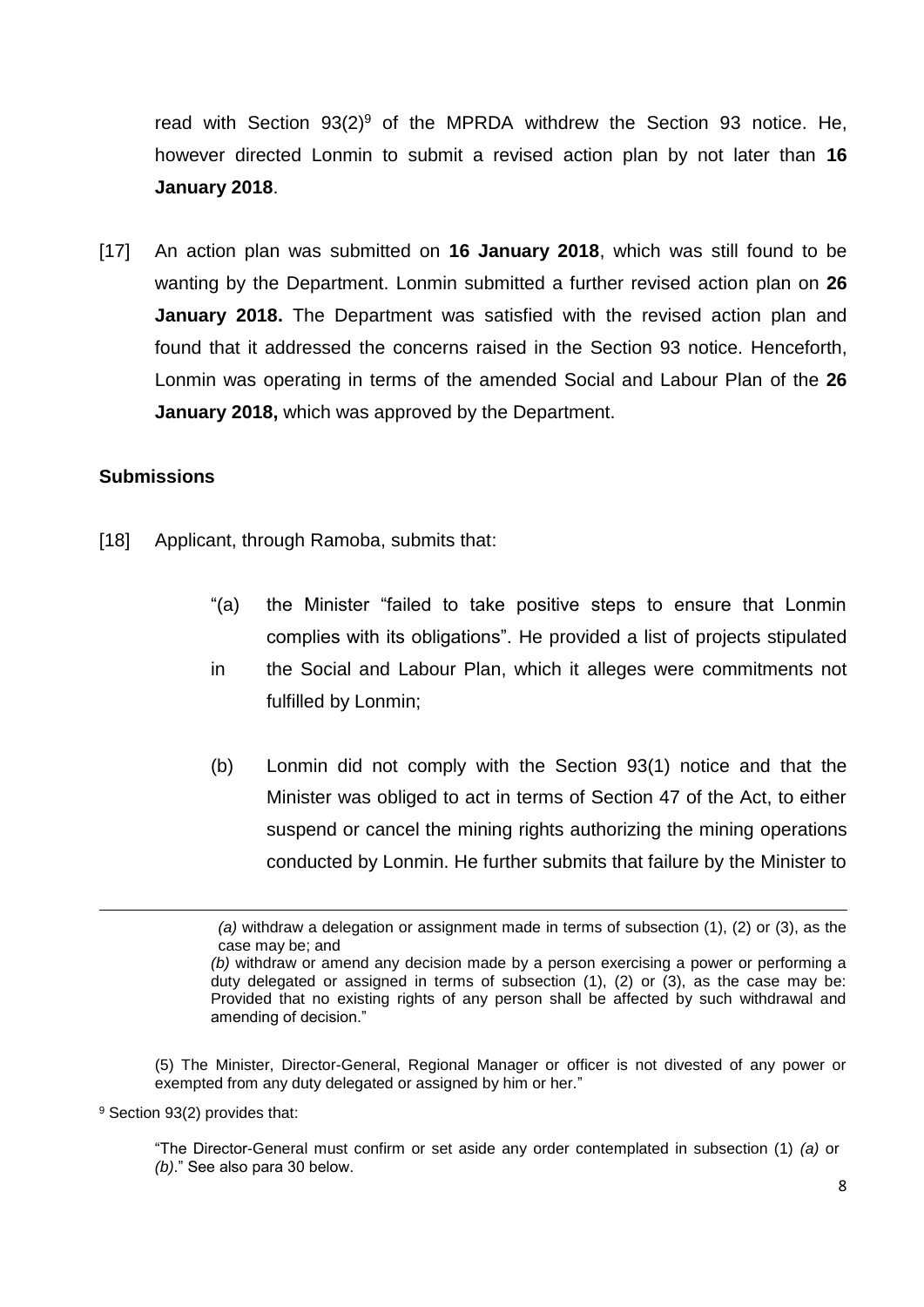read with Section 93(2)[9] of the MPRDA withdrew the Section 93 notice. He, however directed Lonmin to submit a revised action plan by not later than **16 January 2018**.

[17] An action plan was submitted on **16 January 2018**, which was still found to be wanting by the Department. Lonmin submitted a further revised action plan on **26 January 2018.** The Department was satisfied with the revised action plan and found that it addressed the concerns raised in the Section 93 notice. Henceforth, Lonmin was operating in terms of the amended Social and Labour Plan of the **26 January 2018,** which was approved by the Department.

**Submissions**

[18] Applicant, through Ramoba, submits that:

> "(a) the Minister "failed to take positive steps to ensure that Lonmin complies with its obligations". He provided a list of projects stipulated in the Social and Labour Plan, which it alleges were commitments not fulfilled by Lonmin;
>
> (b) Lonmin did not comply with the Section 93(1) notice and that the Minister was obliged to act in terms of Section 47 of the Act, to either suspend or cancel the mining rights authorizing the mining operations conducted by Lonmin. He further submits that failure by the Minister to

---

> *(a)* withdraw a delegation or assignment made in terms of subsection (1), (2) or (3), as the case may be; and
>
> *(b)* withdraw or amend any decision made by a person exercising a power or performing a duty delegated or assigned in terms of subsection (1), (2) or (3), as the case may be: Provided that no existing rights of any person shall be affected by such withdrawal and amending of decision."

(5) The Minister, Director-General, Regional Manager or officer is not divested of any power or exempted from any duty delegated or assigned by him or her."

[9] Section 93(2) provides that:

> "The Director-General must confirm or set aside any order contemplated in subsection (1) *(a)* or *(b)*." See also para 30 below.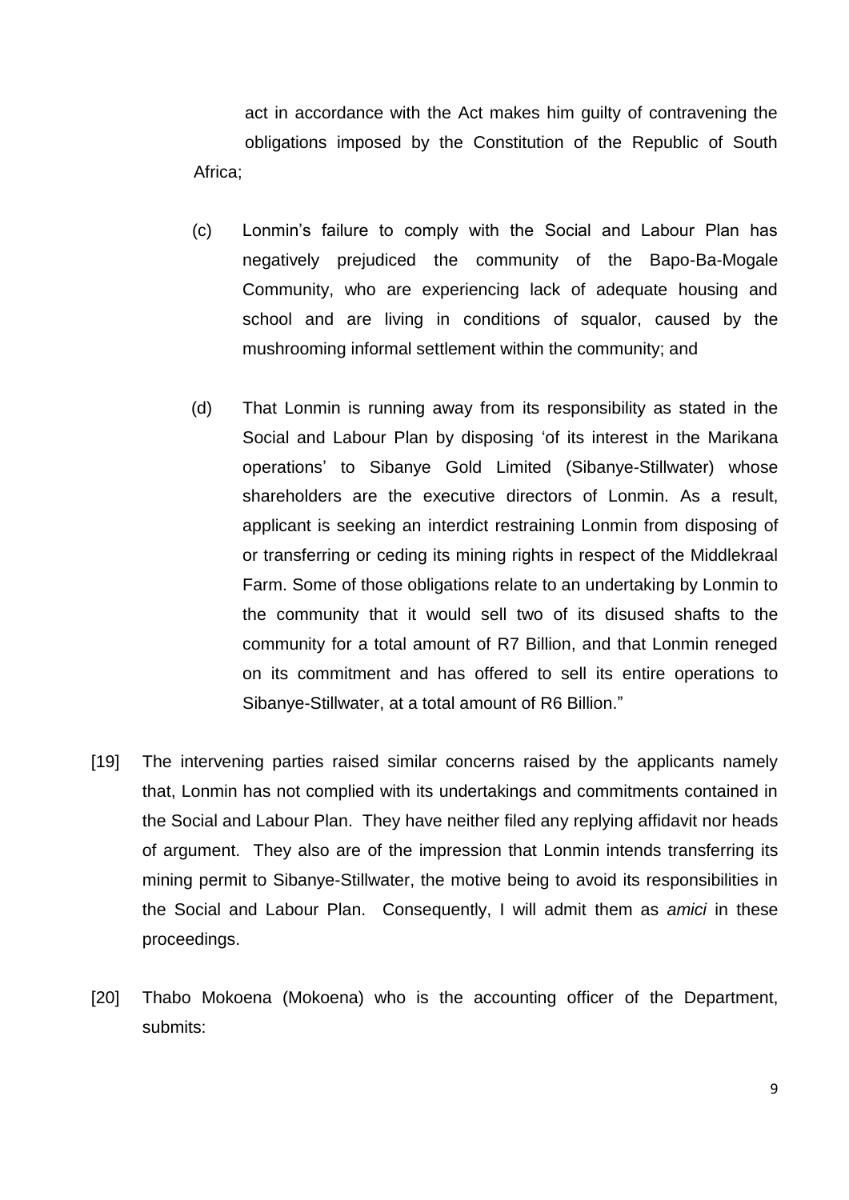act in accordance with the Act makes him guilty of contravening the obligations imposed by the Constitution of the Republic of South Africa;

(c) Lonmin's failure to comply with the Social and Labour Plan has negatively prejudiced the community of the Bapo-Ba-Mogale Community, who are experiencing lack of adequate housing and school and are living in conditions of squalor, caused by the mushrooming informal settlement within the community; and

(d) That Lonmin is running away from its responsibility as stated in the Social and Labour Plan by disposing 'of its interest in the Marikana operations' to Sibanye Gold Limited (Sibanye-Stillwater) whose shareholders are the executive directors of Lonmin. As a result, applicant is seeking an interdict restraining Lonmin from disposing of or transferring or ceding its mining rights in respect of the Middlekraal Farm. Some of those obligations relate to an undertaking by Lonmin to the community that it would sell two of its disused shafts to the community for a total amount of R7 Billion, and that Lonmin reneged on its commitment and has offered to sell its entire operations to Sibanye-Stillwater, at a total amount of R6 Billion."

[19] The intervening parties raised similar concerns raised by the applicants namely that, Lonmin has not complied with its undertakings and commitments contained in the Social and Labour Plan. They have neither filed any replying affidavit nor heads of argument. They also are of the impression that Lonmin intends transferring its mining permit to Sibanye-Stillwater, the motive being to avoid its responsibilities in the Social and Labour Plan. Consequently, I will admit them as *amici* in these proceedings.

[20] Thabo Mokoena (Mokoena) who is the accounting officer of the Department, submits: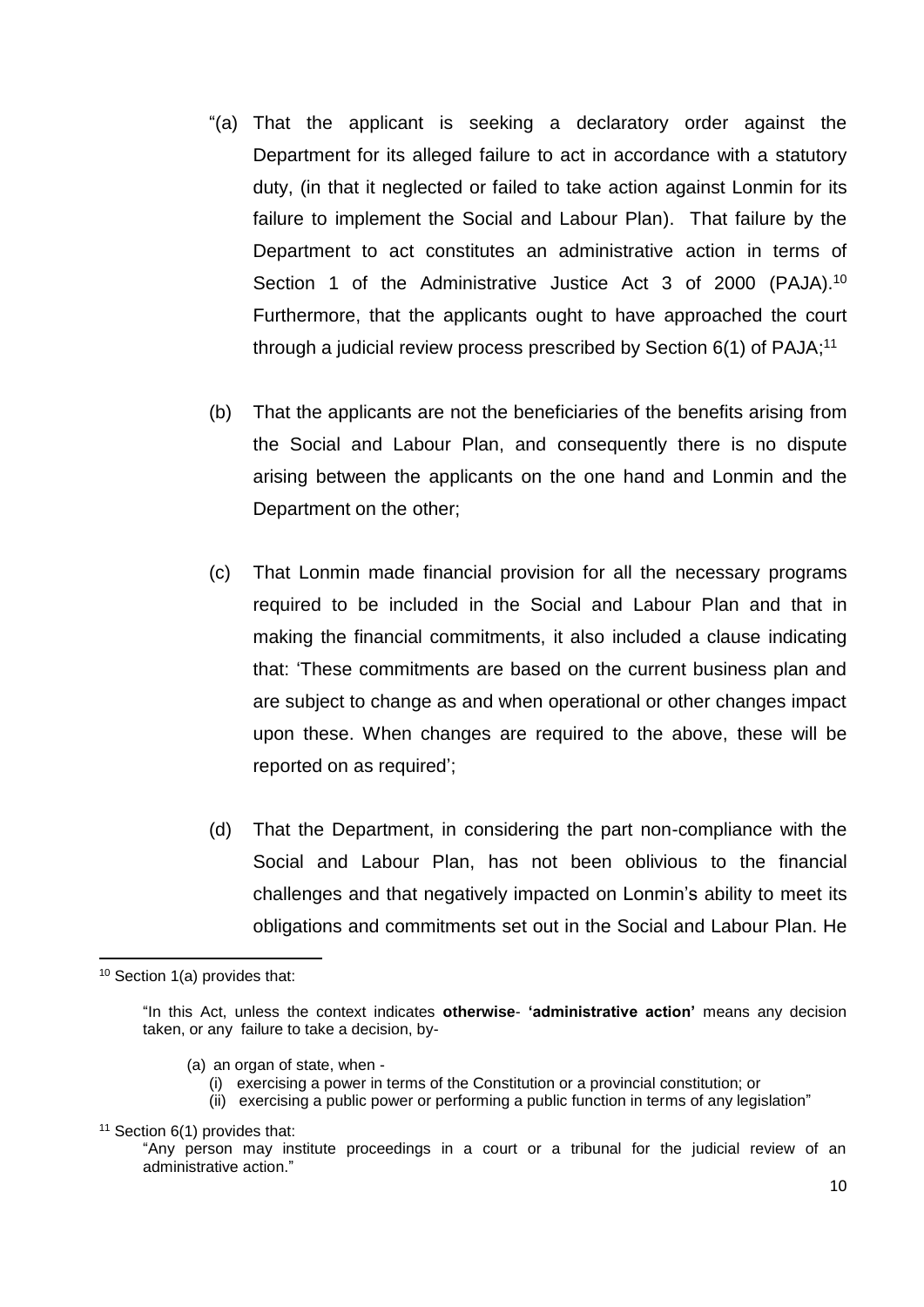"(a) That the applicant is seeking a declaratory order against the Department for its alleged failure to act in accordance with a statutory duty, (in that it neglected or failed to take action against Lonmin for its failure to implement the Social and Labour Plan). That failure by the Department to act constitutes an administrative action in terms of Section 1 of the Administrative Justice Act 3 of 2000 (PAJA).[10] Furthermore, that the applicants ought to have approached the court through a judicial review process prescribed by Section 6(1) of PAJA;[11]

(b) That the applicants are not the beneficiaries of the benefits arising from the Social and Labour Plan, and consequently there is no dispute arising between the applicants on the one hand and Lonmin and the Department on the other;

(c) That Lonmin made financial provision for all the necessary programs required to be included in the Social and Labour Plan and that in making the financial commitments, it also included a clause indicating that: 'These commitments are based on the current business plan and are subject to change as and when operational or other changes impact upon these. When changes are required to the above, these will be reported on as required';

(d) That the Department, in considering the part non-compliance with the Social and Labour Plan, has not been oblivious to the financial challenges and that negatively impacted on Lonmin's ability to meet its obligations and commitments set out in the Social and Labour Plan. He

---

[10] Section 1(a) provides that:

> "In this Act, unless the context indicates **otherwise**- **'administrative action'** means any decision taken, or any failure to take a decision, by-
>
> (a) an organ of state, when -
>
> (i) exercising a power in terms of the Constitution or a provincial constitution; or
>
> (ii) exercising a public power or performing a public function in terms of any legislation"

[11] Section 6(1) provides that:

> "Any person may institute proceedings in a court or a tribunal for the judicial review of an administrative action."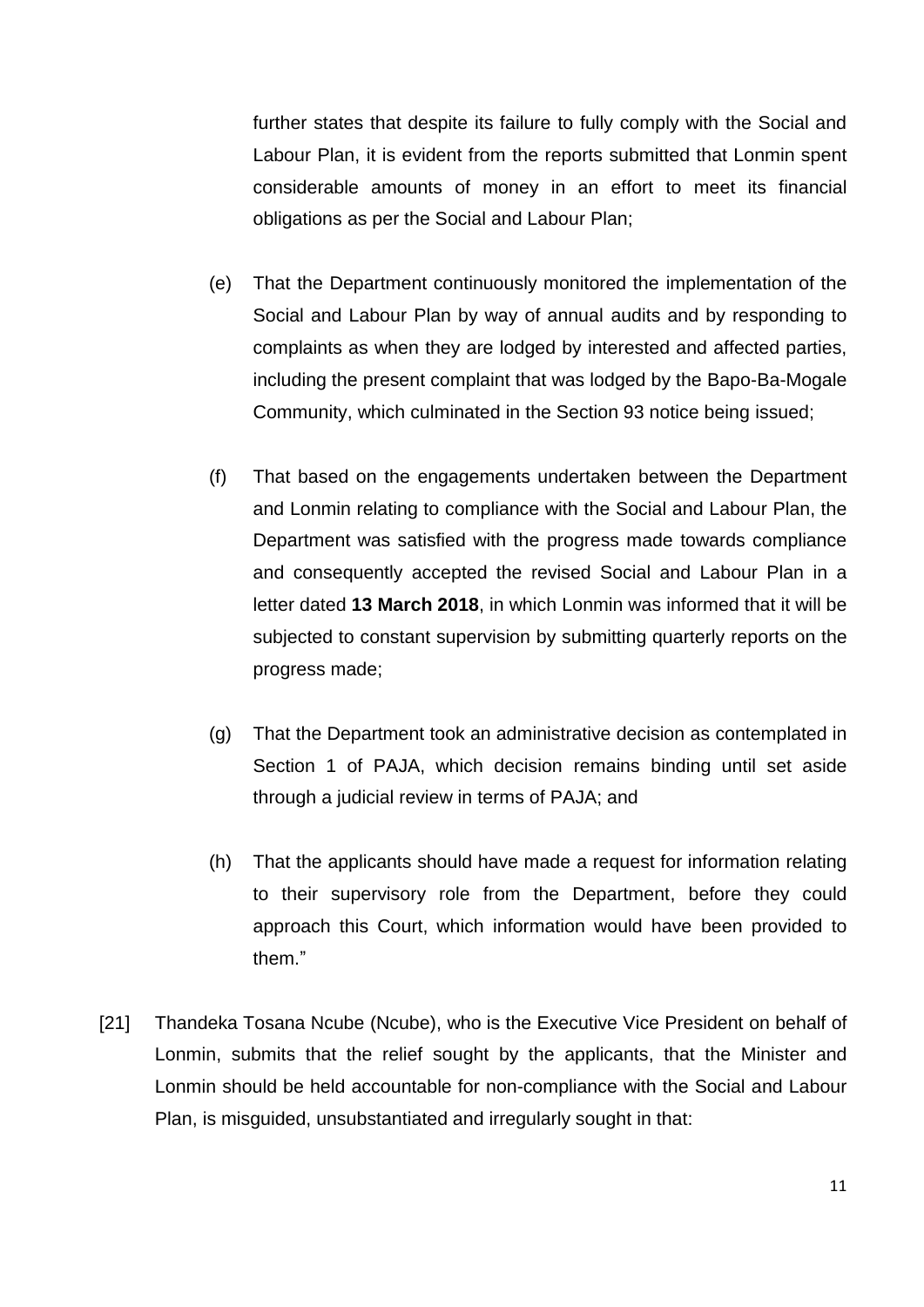further states that despite its failure to fully comply with the Social and Labour Plan, it is evident from the reports submitted that Lonmin spent considerable amounts of money in an effort to meet its financial obligations as per the Social and Labour Plan;

(e) That the Department continuously monitored the implementation of the Social and Labour Plan by way of annual audits and by responding to complaints as when they are lodged by interested and affected parties, including the present complaint that was lodged by the Bapo-Ba-Mogale Community, which culminated in the Section 93 notice being issued;

(f) That based on the engagements undertaken between the Department and Lonmin relating to compliance with the Social and Labour Plan, the Department was satisfied with the progress made towards compliance and consequently accepted the revised Social and Labour Plan in a letter dated **13 March 2018**, in which Lonmin was informed that it will be subjected to constant supervision by submitting quarterly reports on the progress made;

(g) That the Department took an administrative decision as contemplated in Section 1 of PAJA, which decision remains binding until set aside through a judicial review in terms of PAJA; and

(h) That the applicants should have made a request for information relating to their supervisory role from the Department, before they could approach this Court, which information would have been provided to them."

[21] Thandeka Tosana Ncube (Ncube), who is the Executive Vice President on behalf of Lonmin, submits that the relief sought by the applicants, that the Minister and Lonmin should be held accountable for non-compliance with the Social and Labour Plan, is misguided, unsubstantiated and irregularly sought in that: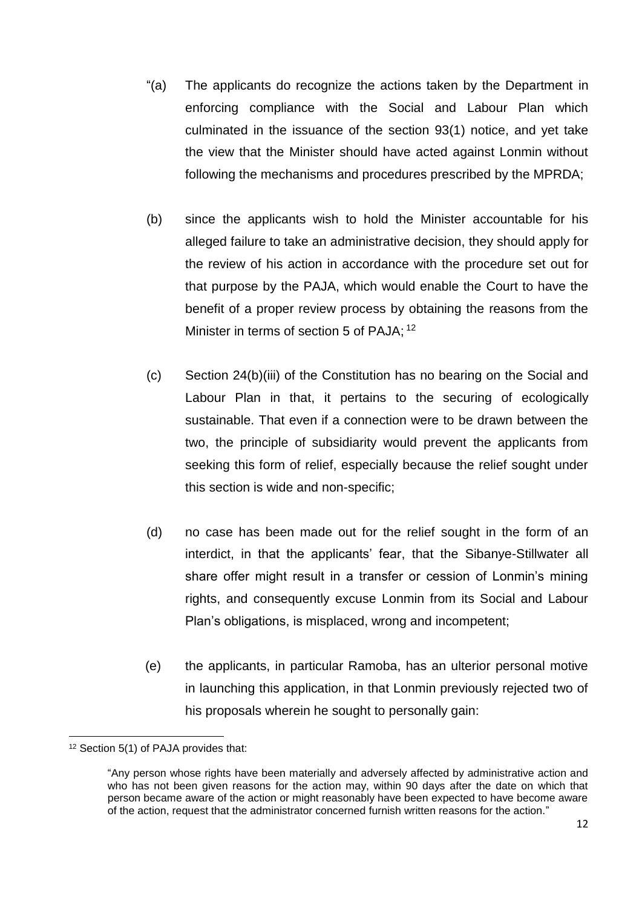"(a) The applicants do recognize the actions taken by the Department in enforcing compliance with the Social and Labour Plan which culminated in the issuance of the section 93(1) notice, and yet take the view that the Minister should have acted against Lonmin without following the mechanisms and procedures prescribed by the MPRDA;

(b) since the applicants wish to hold the Minister accountable for his alleged failure to take an administrative decision, they should apply for the review of his action in accordance with the procedure set out for that purpose by the PAJA, which would enable the Court to have the benefit of a proper review process by obtaining the reasons from the Minister in terms of section 5 of PAJA; [12]

(c) Section 24(b)(iii) of the Constitution has no bearing on the Social and Labour Plan in that, it pertains to the securing of ecologically sustainable. That even if a connection were to be drawn between the two, the principle of subsidiarity would prevent the applicants from seeking this form of relief, especially because the relief sought under this section is wide and non-specific;

(d) no case has been made out for the relief sought in the form of an interdict, in that the applicants' fear, that the Sibanye-Stillwater all share offer might result in a transfer or cession of Lonmin's mining rights, and consequently excuse Lonmin from its Social and Labour Plan's obligations, is misplaced, wrong and incompetent;

(e) the applicants, in particular Ramoba, has an ulterior personal motive in launching this application, in that Lonmin previously rejected two of his proposals wherein he sought to personally gain:

---

[12] Section 5(1) of PAJA provides that:

> "Any person whose rights have been materially and adversely affected by administrative action and who has not been given reasons for the action may, within 90 days after the date on which that person became aware of the action or might reasonably have been expected to have become aware of the action, request that the administrator concerned furnish written reasons for the action."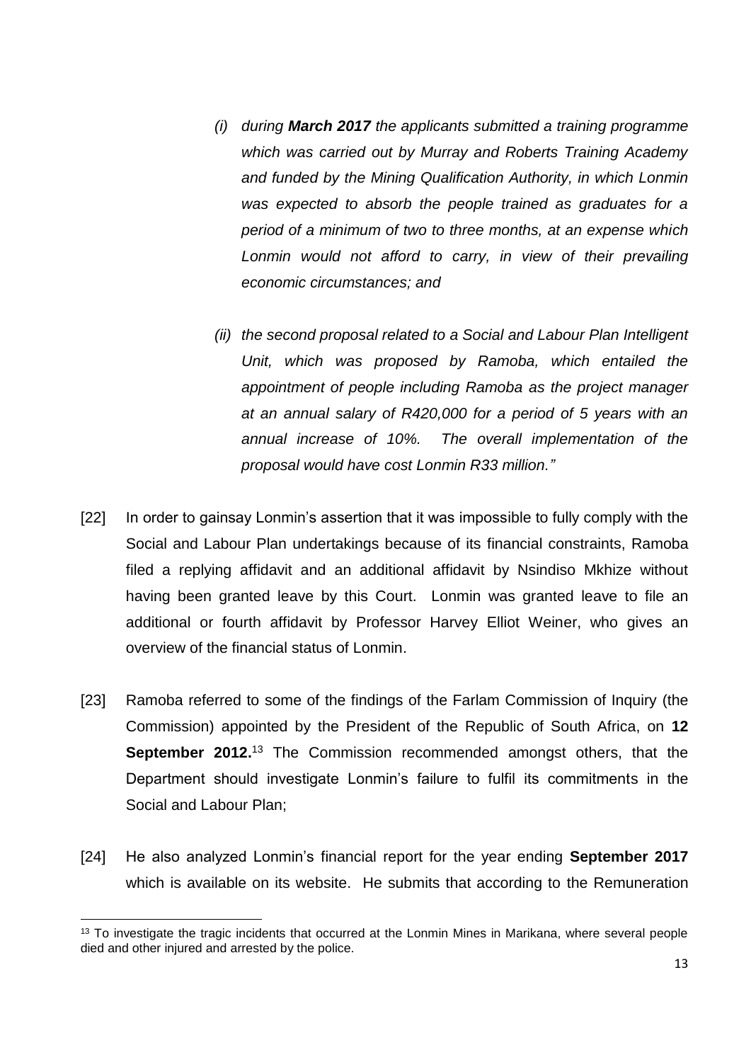*(i) during **March 2017** the applicants submitted a training programme which was carried out by Murray and Roberts Training Academy and funded by the Mining Qualification Authority, in which Lonmin was expected to absorb the people trained as graduates for a period of a minimum of two to three months, at an expense which Lonmin would not afford to carry, in view of their prevailing economic circumstances; and*

*(ii) the second proposal related to a Social and Labour Plan Intelligent Unit, which was proposed by Ramoba, which entailed the appointment of people including Ramoba as the project manager at an annual salary of R420,000 for a period of 5 years with an annual increase of 10%. The overall implementation of the proposal would have cost Lonmin R33 million."*

[22] In order to gainsay Lonmin's assertion that it was impossible to fully comply with the Social and Labour Plan undertakings because of its financial constraints, Ramoba filed a replying affidavit and an additional affidavit by Nsindiso Mkhize without having been granted leave by this Court. Lonmin was granted leave to file an additional or fourth affidavit by Professor Harvey Elliot Weiner, who gives an overview of the financial status of Lonmin.

[23] Ramoba referred to some of the findings of the Farlam Commission of Inquiry (the Commission) appointed by the President of the Republic of South Africa, on **12 September 2012.**[13] The Commission recommended amongst others, that the Department should investigate Lonmin's failure to fulfil its commitments in the Social and Labour Plan;

[24] He also analyzed Lonmin's financial report for the year ending **September 2017** which is available on its website. He submits that according to the Remuneration

[13] To investigate the tragic incidents that occurred at the Lonmin Mines in Marikana, where several people died and other injured and arrested by the police.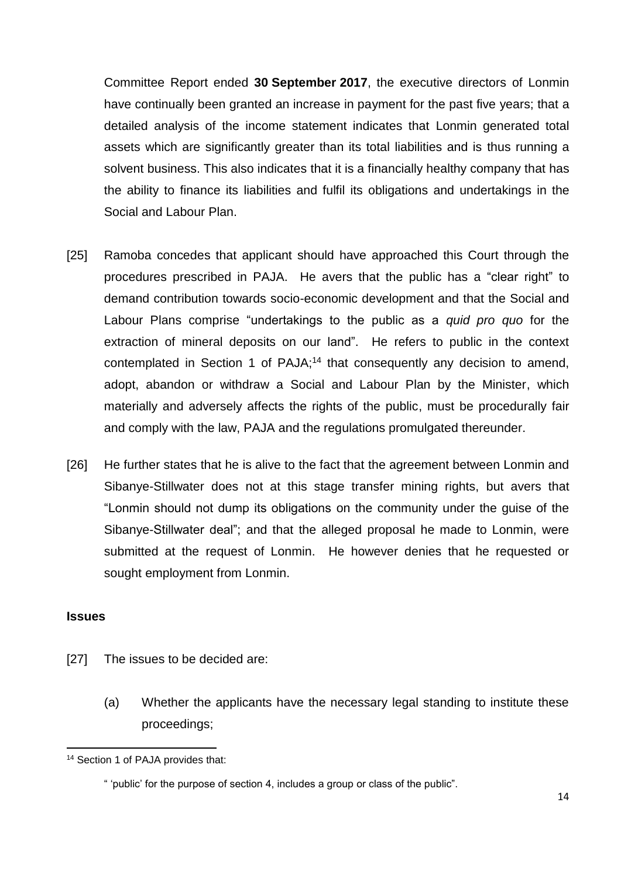Committee Report ended **30 September 2017**, the executive directors of Lonmin have continually been granted an increase in payment for the past five years; that a detailed analysis of the income statement indicates that Lonmin generated total assets which are significantly greater than its total liabilities and is thus running a solvent business. This also indicates that it is a financially healthy company that has the ability to finance its liabilities and fulfil its obligations and undertakings in the Social and Labour Plan.

[25] Ramoba concedes that applicant should have approached this Court through the procedures prescribed in PAJA. He avers that the public has a "clear right" to demand contribution towards socio-economic development and that the Social and Labour Plans comprise "undertakings to the public as a *quid pro quo* for the extraction of mineral deposits on our land". He refers to public in the context contemplated in Section 1 of PAJA;[14] that consequently any decision to amend, adopt, abandon or withdraw a Social and Labour Plan by the Minister, which materially and adversely affects the rights of the public, must be procedurally fair and comply with the law, PAJA and the regulations promulgated thereunder.

[26] He further states that he is alive to the fact that the agreement between Lonmin and Sibanye-Stillwater does not at this stage transfer mining rights, but avers that "Lonmin should not dump its obligations on the community under the guise of the Sibanye-Stillwater deal"; and that the alleged proposal he made to Lonmin, were submitted at the request of Lonmin. He however denies that he requested or sought employment from Lonmin.

**Issues**

[27] The issues to be decided are:

(a) Whether the applicants have the necessary legal standing to institute these proceedings;

---

[14] Section 1 of PAJA provides that:

" 'public' for the purpose of section 4, includes a group or class of the public".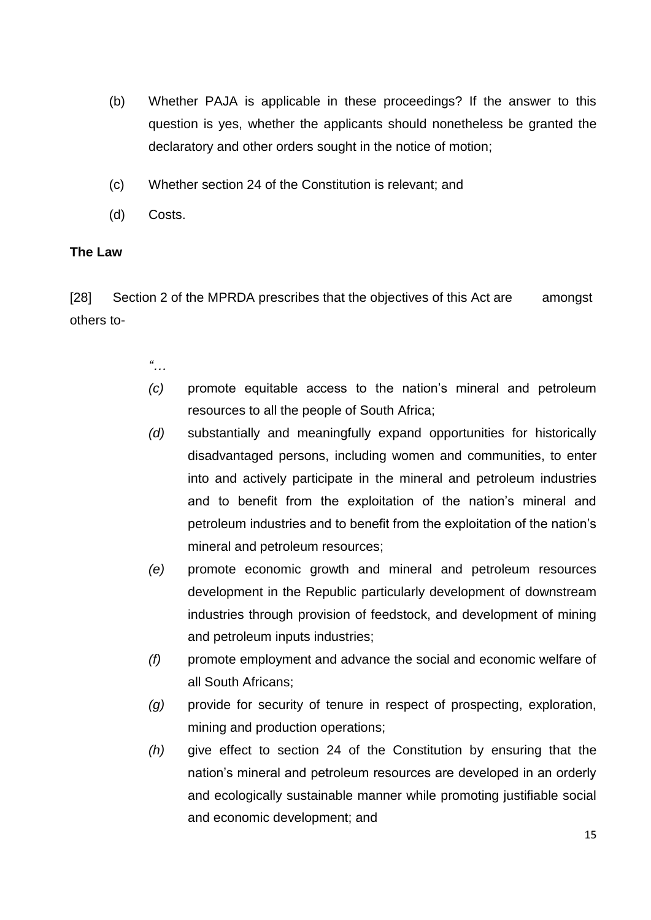(b) Whether PAJA is applicable in these proceedings? If the answer to this question is yes, whether the applicants should nonetheless be granted the declaratory and other orders sought in the notice of motion;

(c) Whether section 24 of the Constitution is relevant; and

(d) Costs.

**The Law**

[28] Section 2 of the MPRDA prescribes that the objectives of this Act are amongst others to-

> *"…*
>
> *(c)* promote equitable access to the nation's mineral and petroleum resources to all the people of South Africa;
>
> *(d)* substantially and meaningfully expand opportunities for historically disadvantaged persons, including women and communities, to enter into and actively participate in the mineral and petroleum industries and to benefit from the exploitation of the nation's mineral and petroleum industries and to benefit from the exploitation of the nation's mineral and petroleum resources;
>
> *(e)* promote economic growth and mineral and petroleum resources development in the Republic particularly development of downstream industries through provision of feedstock, and development of mining and petroleum inputs industries;
>
> *(f)* promote employment and advance the social and economic welfare of all South Africans;
>
> *(g)* provide for security of tenure in respect of prospecting, exploration, mining and production operations;
>
> *(h)* give effect to section 24 of the Constitution by ensuring that the nation's mineral and petroleum resources are developed in an orderly and ecologically sustainable manner while promoting justifiable social and economic development; and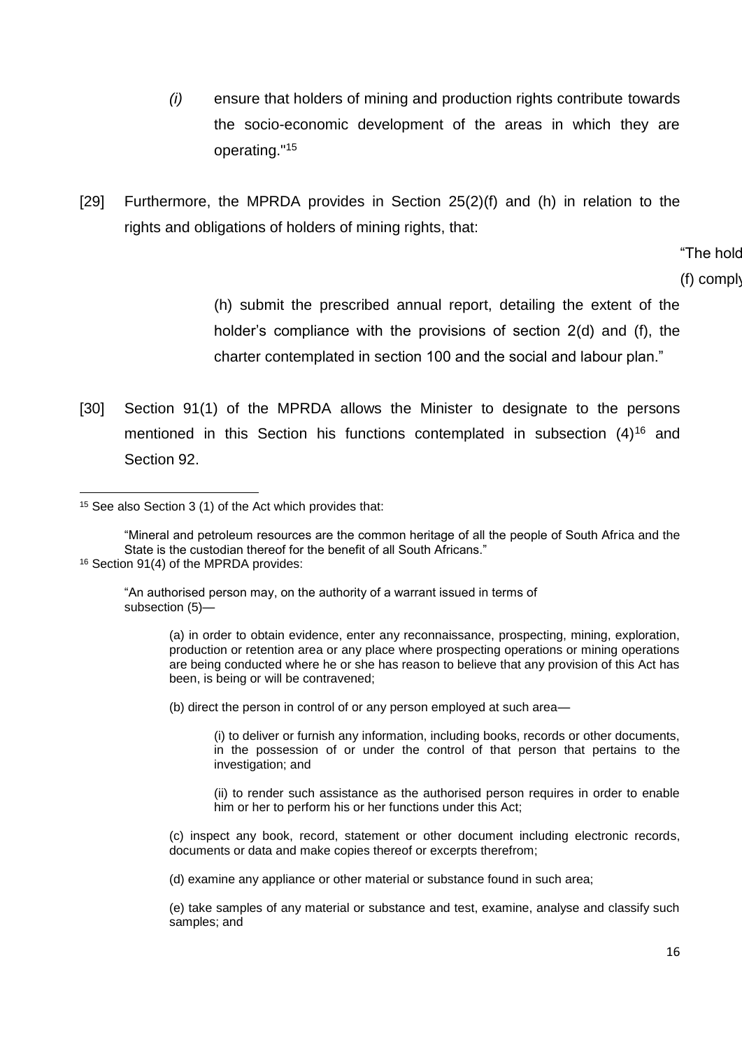*(i)* ensure that holders of mining and production rights contribute towards the socio-economic development of the areas in which they are operating."[15]

[29] Furthermore, the MPRDA provides in Section 25(2)(f) and (h) in relation to the rights and obligations of holders of mining rights, that:

"The hold

(f) comply

(h) submit the prescribed annual report, detailing the extent of the holder's compliance with the provisions of section 2(d) and (f), the charter contemplated in section 100 and the social and labour plan."

[30] Section 91(1) of the MPRDA allows the Minister to designate to the persons mentioned in this Section his functions contemplated in subsection (4)[16] and Section 92.

---

[15] See also Section 3 (1) of the Act which provides that:

"Mineral and petroleum resources are the common heritage of all the people of South Africa and the State is the custodian thereof for the benefit of all South Africans."

[16] Section 91(4) of the MPRDA provides:

"An authorised person may, on the authority of a warrant issued in terms of subsection (5)—

(a) in order to obtain evidence, enter any reconnaissance, prospecting, mining, exploration, production or retention area or any place where prospecting operations or mining operations are being conducted where he or she has reason to believe that any provision of this Act has been, is being or will be contravened;

(b) direct the person in control of or any person employed at such area—

(i) to deliver or furnish any information, including books, records or other documents, in the possession of or under the control of that person that pertains to the investigation; and

(ii) to render such assistance as the authorised person requires in order to enable him or her to perform his or her functions under this Act;

(c) inspect any book, record, statement or other document including electronic records, documents or data and make copies thereof or excerpts therefrom;

(d) examine any appliance or other material or substance found in such area;

(e) take samples of any material or substance and test, examine, analyse and classify such samples; and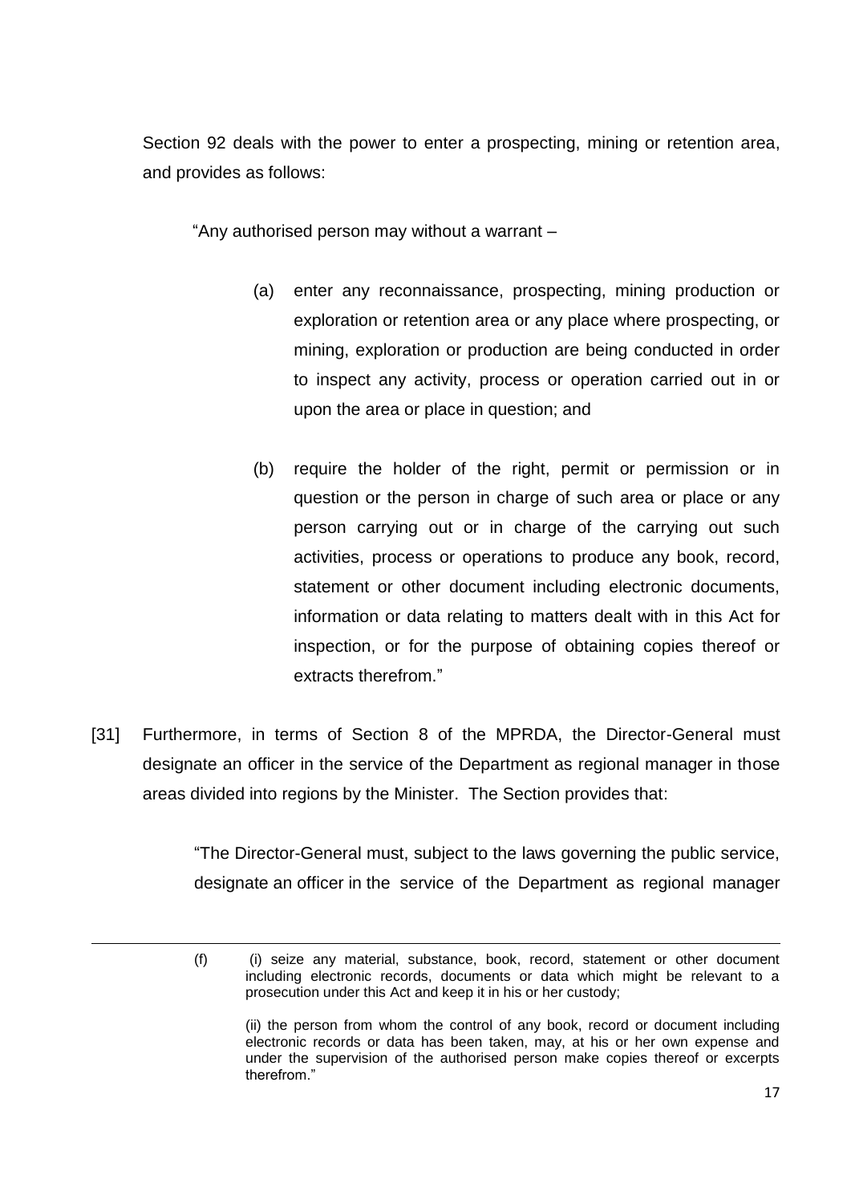Section 92 deals with the power to enter a prospecting, mining or retention area, and provides as follows:

> "Any authorised person may without a warrant –
>
> (a) enter any reconnaissance, prospecting, mining production or exploration or retention area or any place where prospecting, or mining, exploration or production are being conducted in order to inspect any activity, process or operation carried out in or upon the area or place in question; and
>
> (b) require the holder of the right, permit or permission or in question or the person in charge of such area or place or any person carrying out or in charge of the carrying out such activities, process or operations to produce any book, record, statement or other document including electronic documents, information or data relating to matters dealt with in this Act for inspection, or for the purpose of obtaining copies thereof or extracts therefrom."

[31] Furthermore, in terms of Section 8 of the MPRDA, the Director-General must designate an officer in the service of the Department as regional manager in those areas divided into regions by the Minister. The Section provides that:

> "The Director-General must, subject to the laws governing the public service, designate an officer in the service of the Department as regional manager

---

(f) (i) seize any material, substance, book, record, statement or other document including electronic records, documents or data which might be relevant to a prosecution under this Act and keep it in his or her custody;

(ii) the person from whom the control of any book, record or document including electronic records or data has been taken, may, at his or her own expense and under the supervision of the authorised person make copies thereof or excerpts therefrom."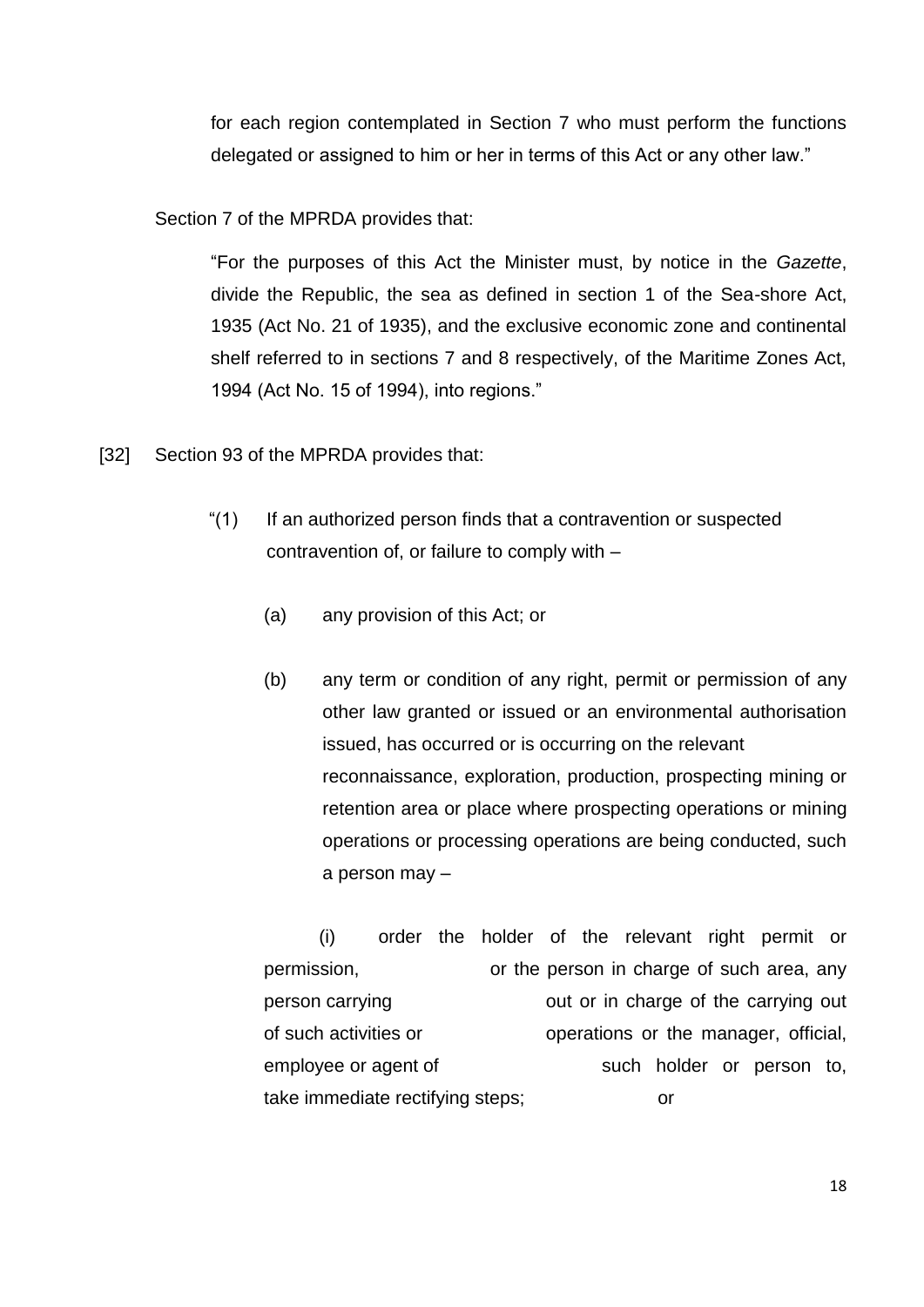for each region contemplated in Section 7 who must perform the functions delegated or assigned to him or her in terms of this Act or any other law."

Section 7 of the MPRDA provides that:

> "For the purposes of this Act the Minister must, by notice in the *Gazette*, divide the Republic, the sea as defined in section 1 of the Sea-shore Act, 1935 (Act No. 21 of 1935), and the exclusive economic zone and continental shelf referred to in sections 7 and 8 respectively, of the Maritime Zones Act, 1994 (Act No. 15 of 1994), into regions."

[32] Section 93 of the MPRDA provides that:

> "(1) If an authorized person finds that a contravention or suspected contravention of, or failure to comply with –
>
> (a) any provision of this Act; or
>
> (b) any term or condition of any right, permit or permission of any other law granted or issued or an environmental authorisation issued, has occurred or is occurring on the relevant reconnaissance, exploration, production, prospecting mining or retention area or place where prospecting operations or mining operations or processing operations are being conducted, such a person may –
>
> (i) order the holder of the relevant right permit or permission, or the person in charge of such area, any person carrying out or in charge of the carrying out of such activities or operations or the manager, official, employee or agent of such holder or person to, take immediate rectifying steps; or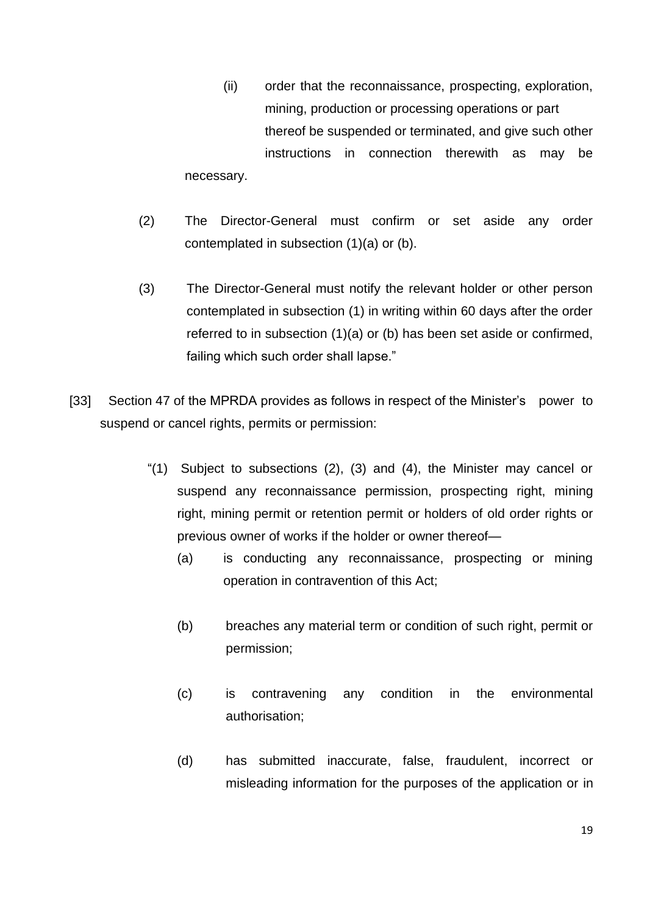(ii) order that the reconnaissance, prospecting, exploration, mining, production or processing operations or part thereof be suspended or terminated, and give such other instructions in connection therewith as may be necessary.

(2) The Director-General must confirm or set aside any order contemplated in subsection (1)(a) or (b).

(3) The Director-General must notify the relevant holder or other person contemplated in subsection (1) in writing within 60 days after the order referred to in subsection (1)(a) or (b) has been set aside or confirmed, failing which such order shall lapse."

[33] Section 47 of the MPRDA provides as follows in respect of the Minister's power to suspend or cancel rights, permits or permission:

"(1) Subject to subsections (2), (3) and (4), the Minister may cancel or suspend any reconnaissance permission, prospecting right, mining right, mining permit or retention permit or holders of old order rights or previous owner of works if the holder or owner thereof—

(a) is conducting any reconnaissance, prospecting or mining operation in contravention of this Act;

(b) breaches any material term or condition of such right, permit or permission;

(c) is contravening any condition in the environmental authorisation;

(d) has submitted inaccurate, false, fraudulent, incorrect or misleading information for the purposes of the application or in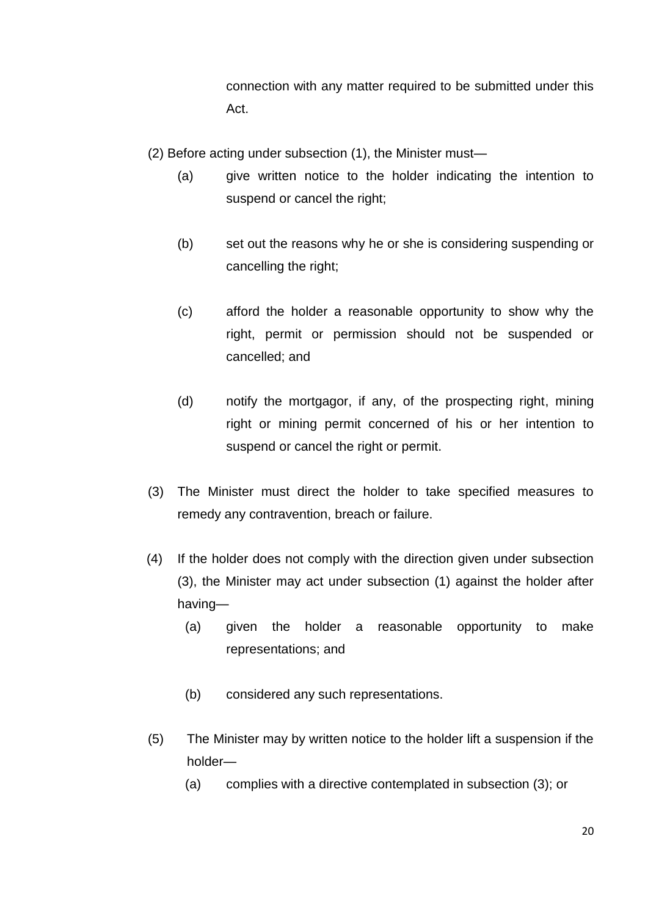connection with any matter required to be submitted under this Act.

(2) Before acting under subsection (1), the Minister must—

(a) give written notice to the holder indicating the intention to suspend or cancel the right;

(b) set out the reasons why he or she is considering suspending or cancelling the right;

(c) afford the holder a reasonable opportunity to show why the right, permit or permission should not be suspended or cancelled; and

(d) notify the mortgagor, if any, of the prospecting right, mining right or mining permit concerned of his or her intention to suspend or cancel the right or permit.

(3) The Minister must direct the holder to take specified measures to remedy any contravention, breach or failure.

(4) If the holder does not comply with the direction given under subsection (3), the Minister may act under subsection (1) against the holder after having—

(a) given the holder a reasonable opportunity to make representations; and

(b) considered any such representations.

(5) The Minister may by written notice to the holder lift a suspension if the holder—

(a) complies with a directive contemplated in subsection (3); or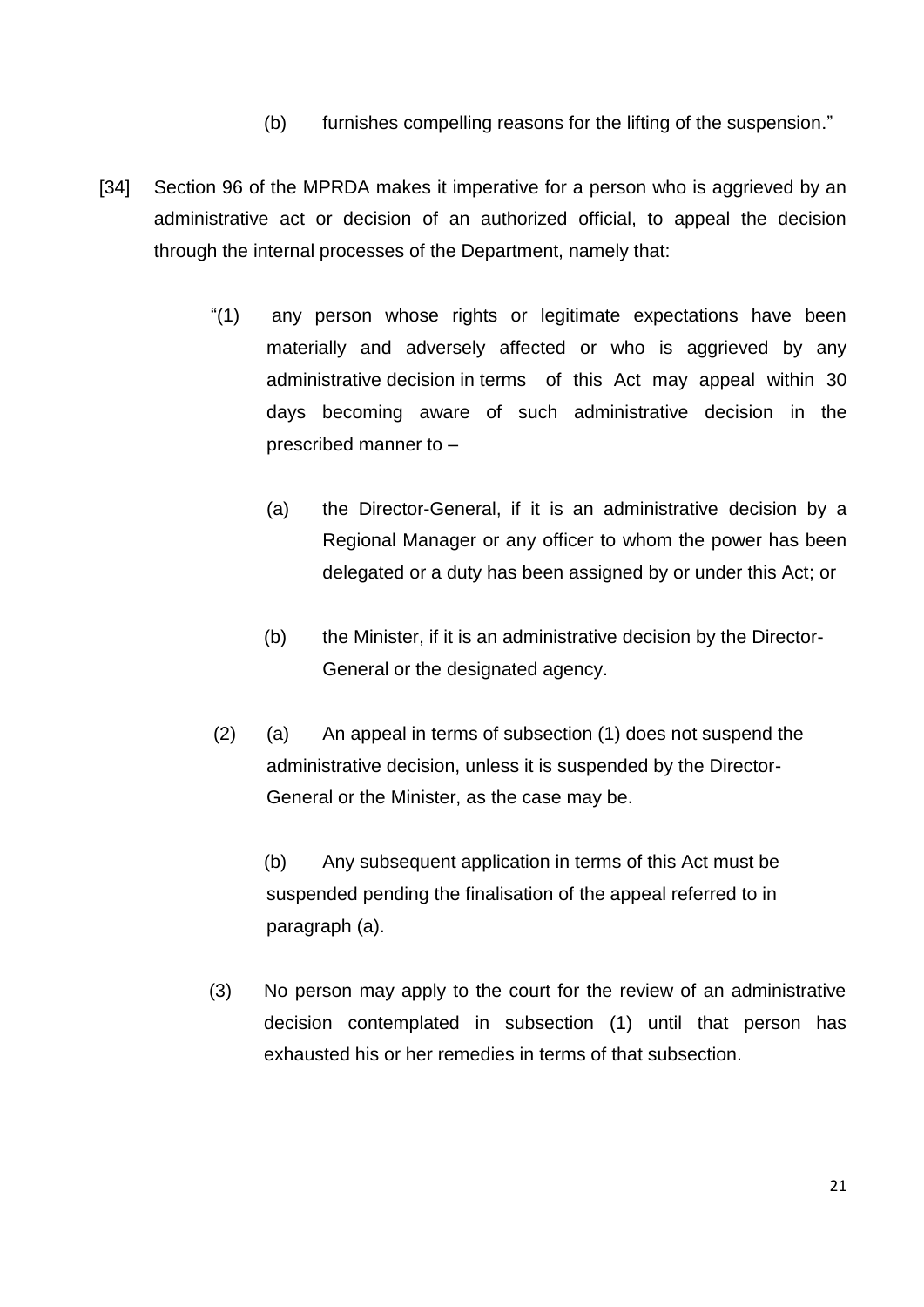(b) furnishes compelling reasons for the lifting of the suspension."

[34] Section 96 of the MPRDA makes it imperative for a person who is aggrieved by an administrative act or decision of an authorized official, to appeal the decision through the internal processes of the Department, namely that:

> "(1) any person whose rights or legitimate expectations have been materially and adversely affected or who is aggrieved by any administrative decision in terms of this Act may appeal within 30 days becoming aware of such administrative decision in the prescribed manner to –
>
> (a) the Director-General, if it is an administrative decision by a Regional Manager or any officer to whom the power has been delegated or a duty has been assigned by or under this Act; or
>
> (b) the Minister, if it is an administrative decision by the Director-General or the designated agency.
>
> (2) (a) An appeal in terms of subsection (1) does not suspend the administrative decision, unless it is suspended by the Director-General or the Minister, as the case may be.
>
> (b) Any subsequent application in terms of this Act must be suspended pending the finalisation of the appeal referred to in paragraph (a).
>
> (3) No person may apply to the court for the review of an administrative decision contemplated in subsection (1) until that person has exhausted his or her remedies in terms of that subsection.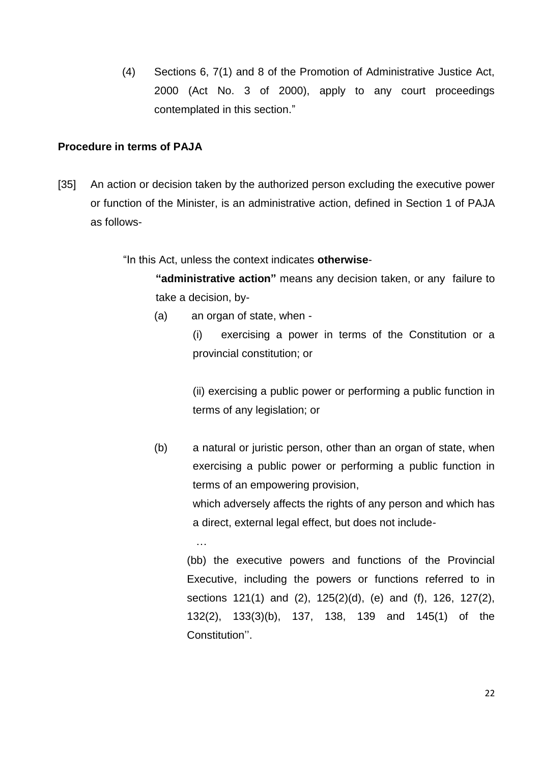(4) Sections 6, 7(1) and 8 of the Promotion of Administrative Justice Act, 2000 (Act No. 3 of 2000), apply to any court proceedings contemplated in this section."

**Procedure in terms of PAJA**

[35] An action or decision taken by the authorized person excluding the executive power or function of the Minister, is an administrative action, defined in Section 1 of PAJA as follows-

"In this Act, unless the context indicates **otherwise**-

> **"administrative action"** means any decision taken, or any failure to take a decision, by-
>
> (a) an organ of state, when -
>
> > (i) exercising a power in terms of the Constitution or a provincial constitution; or
> >
> > (ii) exercising a public power or performing a public function in terms of any legislation; or
>
> (b) a natural or juristic person, other than an organ of state, when exercising a public power or performing a public function in terms of an empowering provision,
>
> which adversely affects the rights of any person and which has a direct, external legal effect, but does not include-
>
> …
>
> (bb) the executive powers and functions of the Provincial Executive, including the powers or functions referred to in sections 121(1) and (2), 125(2)(d), (e) and (f), 126, 127(2), 132(2), 133(3)(b), 137, 138, 139 and 145(1) of the Constitution''.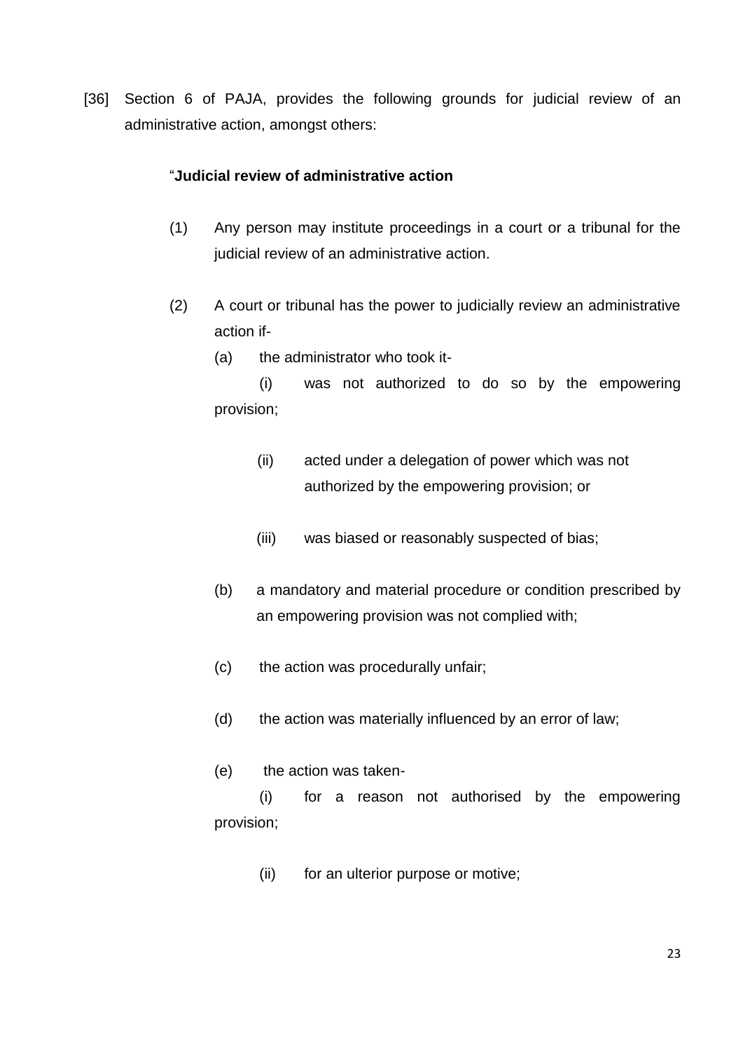[36] Section 6 of PAJA, provides the following grounds for judicial review of an administrative action, amongst others:

> "**Judicial review of administrative action**
>
> (1) Any person may institute proceedings in a court or a tribunal for the judicial review of an administrative action.
>
> (2) A court or tribunal has the power to judicially review an administrative action if-
>
> (a) the administrator who took it-
>
> (i) was not authorized to do so by the empowering provision;
>
> (ii) acted under a delegation of power which was not authorized by the empowering provision; or
>
> (iii) was biased or reasonably suspected of bias;
>
> (b) a mandatory and material procedure or condition prescribed by an empowering provision was not complied with;
>
> (c) the action was procedurally unfair;
>
> (d) the action was materially influenced by an error of law;
>
> (e) the action was taken-
>
> (i) for a reason not authorised by the empowering provision;
>
> (ii) for an ulterior purpose or motive;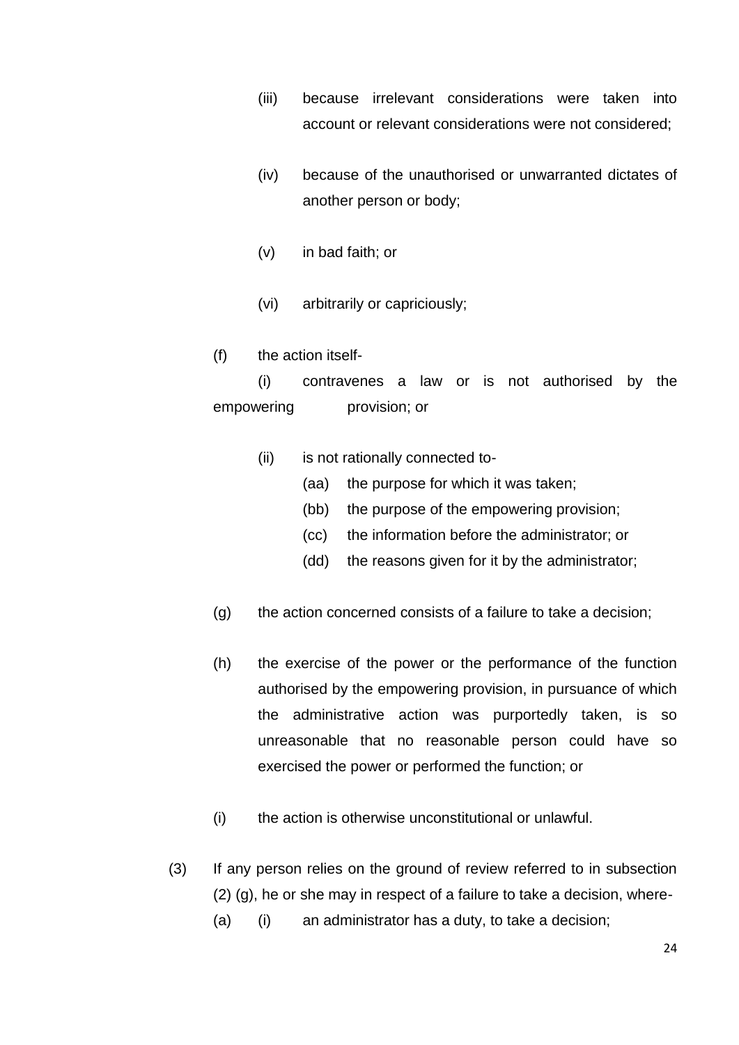(iii) because irrelevant considerations were taken into account or relevant considerations were not considered;

(iv) because of the unauthorised or unwarranted dictates of another person or body;

(v) in bad faith; or

(vi) arbitrarily or capriciously;

(f) the action itself-

(i) contravenes a law or is not authorised by the empowering provision; or

(ii) is not rationally connected to-

(aa) the purpose for which it was taken;

(bb) the purpose of the empowering provision;

(cc) the information before the administrator; or

(dd) the reasons given for it by the administrator;

(g) the action concerned consists of a failure to take a decision;

(h) the exercise of the power or the performance of the function authorised by the empowering provision, in pursuance of which the administrative action was purportedly taken, is so unreasonable that no reasonable person could have so exercised the power or performed the function; or

(i) the action is otherwise unconstitutional or unlawful.

(3) If any person relies on the ground of review referred to in subsection (2) (g), he or she may in respect of a failure to take a decision, where-

(a) (i) an administrator has a duty, to take a decision;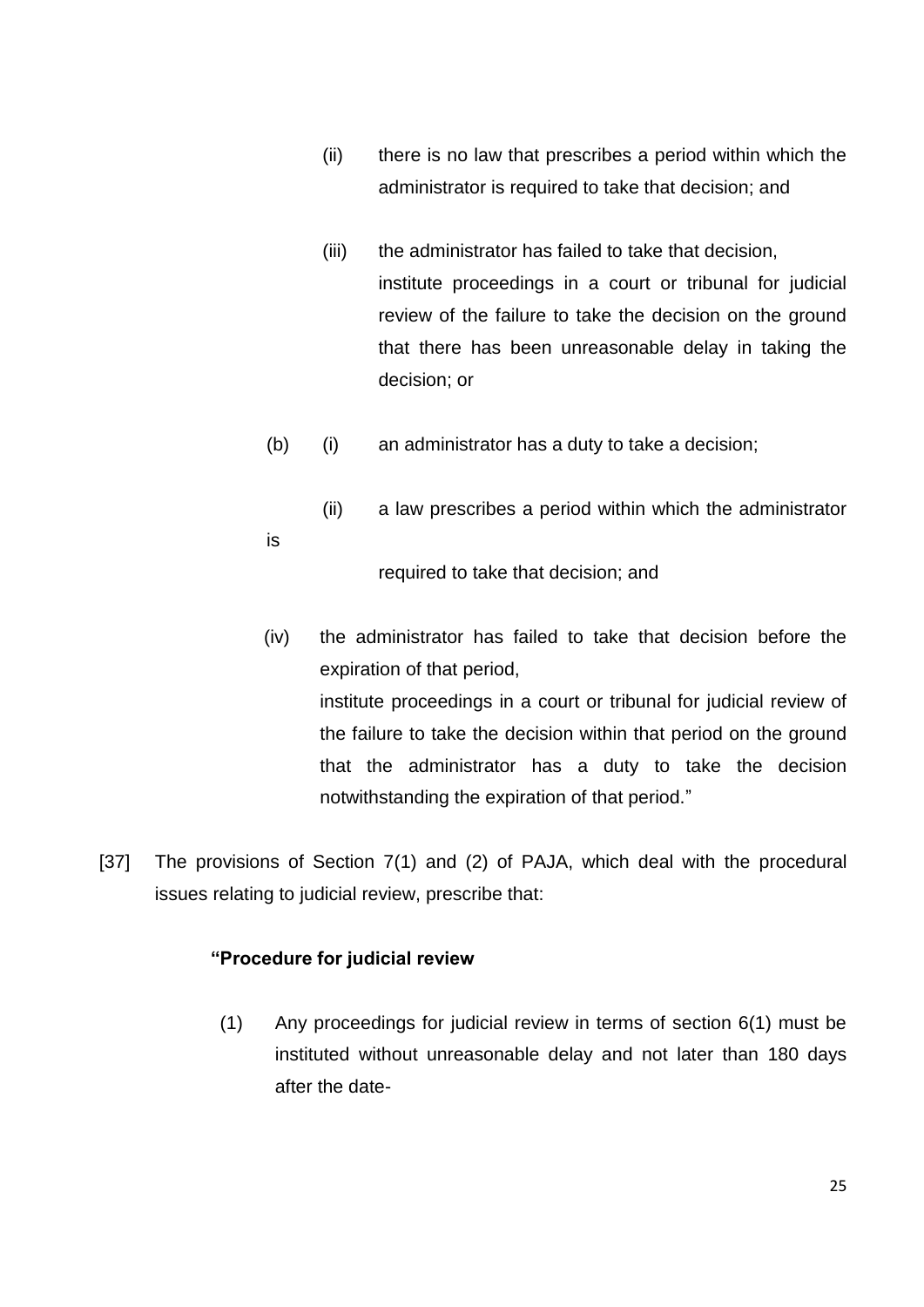(ii) there is no law that prescribes a period within which the administrator is required to take that decision; and

(iii) the administrator has failed to take that decision,
institute proceedings in a court or tribunal for judicial review of the failure to take the decision on the ground that there has been unreasonable delay in taking the decision; or

(b) (i) an administrator has a duty to take a decision;

(ii) a law prescribes a period within which the administrator is required to take that decision; and

(iv) the administrator has failed to take that decision before the expiration of that period,
institute proceedings in a court or tribunal for judicial review of the failure to take the decision within that period on the ground that the administrator has a duty to take the decision notwithstanding the expiration of that period."

[37] The provisions of Section 7(1) and (2) of PAJA, which deal with the procedural issues relating to judicial review, prescribe that:

**"Procedure for judicial review**

(1) Any proceedings for judicial review in terms of section 6(1) must be instituted without unreasonable delay and not later than 180 days after the date-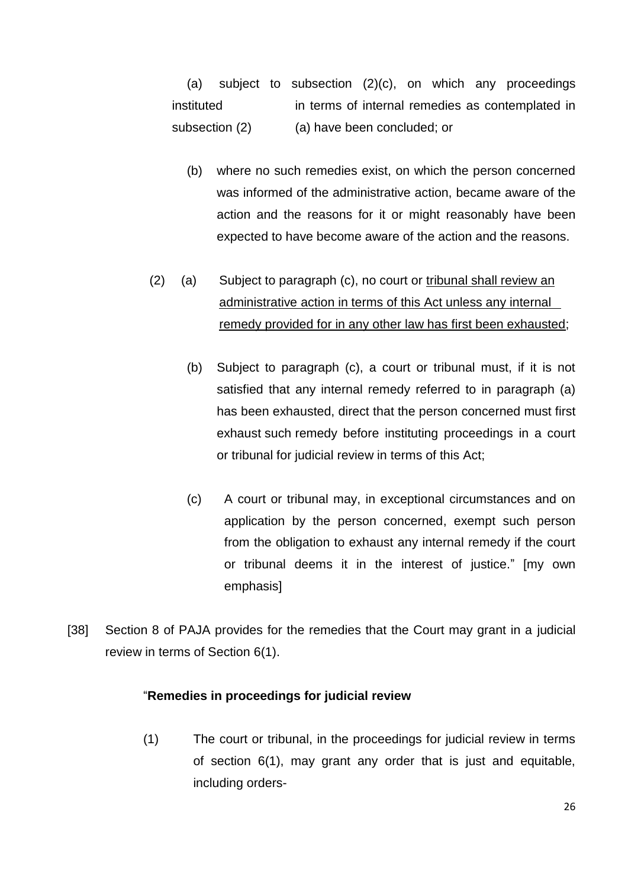(a) subject to subsection (2)(c), on which any proceedings instituted in terms of internal remedies as contemplated in subsection (2) (a) have been concluded; or

(b) where no such remedies exist, on which the person concerned was informed of the administrative action, became aware of the action and the reasons for it or might reasonably have been expected to have become aware of the action and the reasons.

(2) (a) Subject to paragraph (c), no court or <u>tribunal shall review an administrative action in terms of this Act unless any internal remedy provided for in any other law has first been exhausted</u>;

(b) Subject to paragraph (c), a court or tribunal must, if it is not satisfied that any internal remedy referred to in paragraph (a) has been exhausted, direct that the person concerned must first exhaust such remedy before instituting proceedings in a court or tribunal for judicial review in terms of this Act;

(c) A court or tribunal may, in exceptional circumstances and on application by the person concerned, exempt such person from the obligation to exhaust any internal remedy if the court or tribunal deems it in the interest of justice." [my own emphasis]

[38] Section 8 of PAJA provides for the remedies that the Court may grant in a judicial review in terms of Section 6(1).

"**Remedies in proceedings for judicial review**

(1) The court or tribunal, in the proceedings for judicial review in terms of section 6(1), may grant any order that is just and equitable, including orders-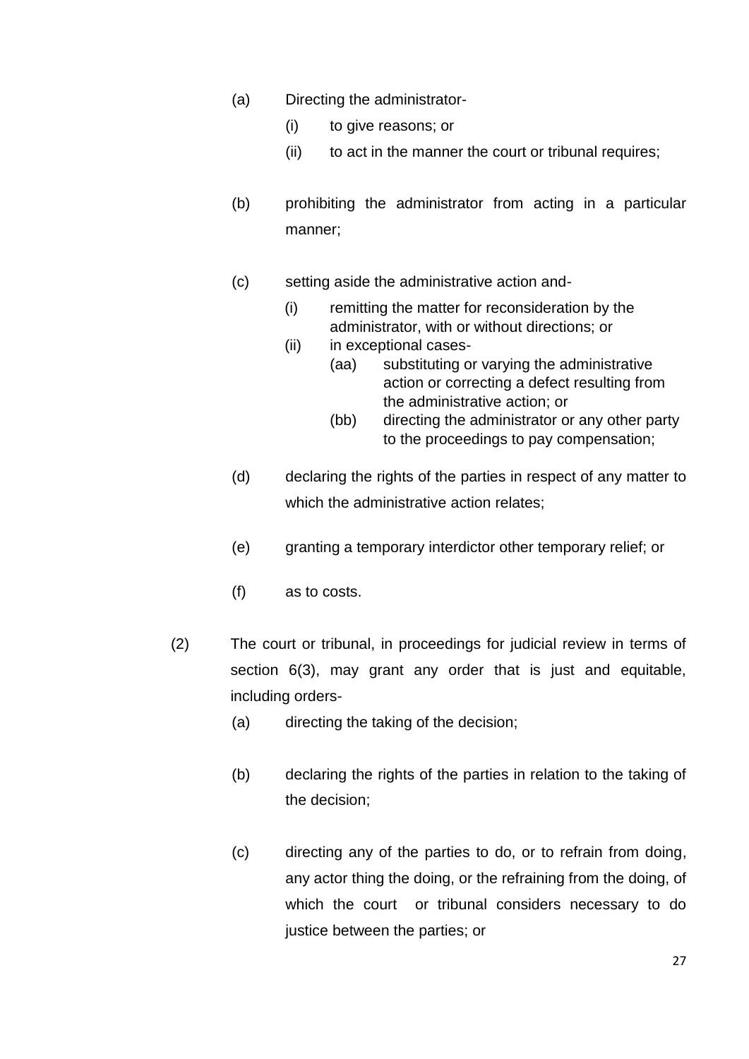(a) Directing the administrator-

  (i) to give reasons; or

  (ii) to act in the manner the court or tribunal requires;

(b) prohibiting the administrator from acting in a particular manner;

(c) setting aside the administrative action and-

  (i) remitting the matter for reconsideration by the administrator, with or without directions; or

  (ii) in exceptional cases-

    (aa) substituting or varying the administrative action or correcting a defect resulting from the administrative action; or

    (bb) directing the administrator or any other party to the proceedings to pay compensation;

(d) declaring the rights of the parties in respect of any matter to which the administrative action relates;

(e) granting a temporary interdictor other temporary relief; or

(f) as to costs.

(2) The court or tribunal, in proceedings for judicial review in terms of section 6(3), may grant any order that is just and equitable, including orders-

  (a) directing the taking of the decision;

  (b) declaring the rights of the parties in relation to the taking of the decision;

  (c) directing any of the parties to do, or to refrain from doing, any actor thing the doing, or the refraining from the doing, of which the court or tribunal considers necessary to do justice between the parties; or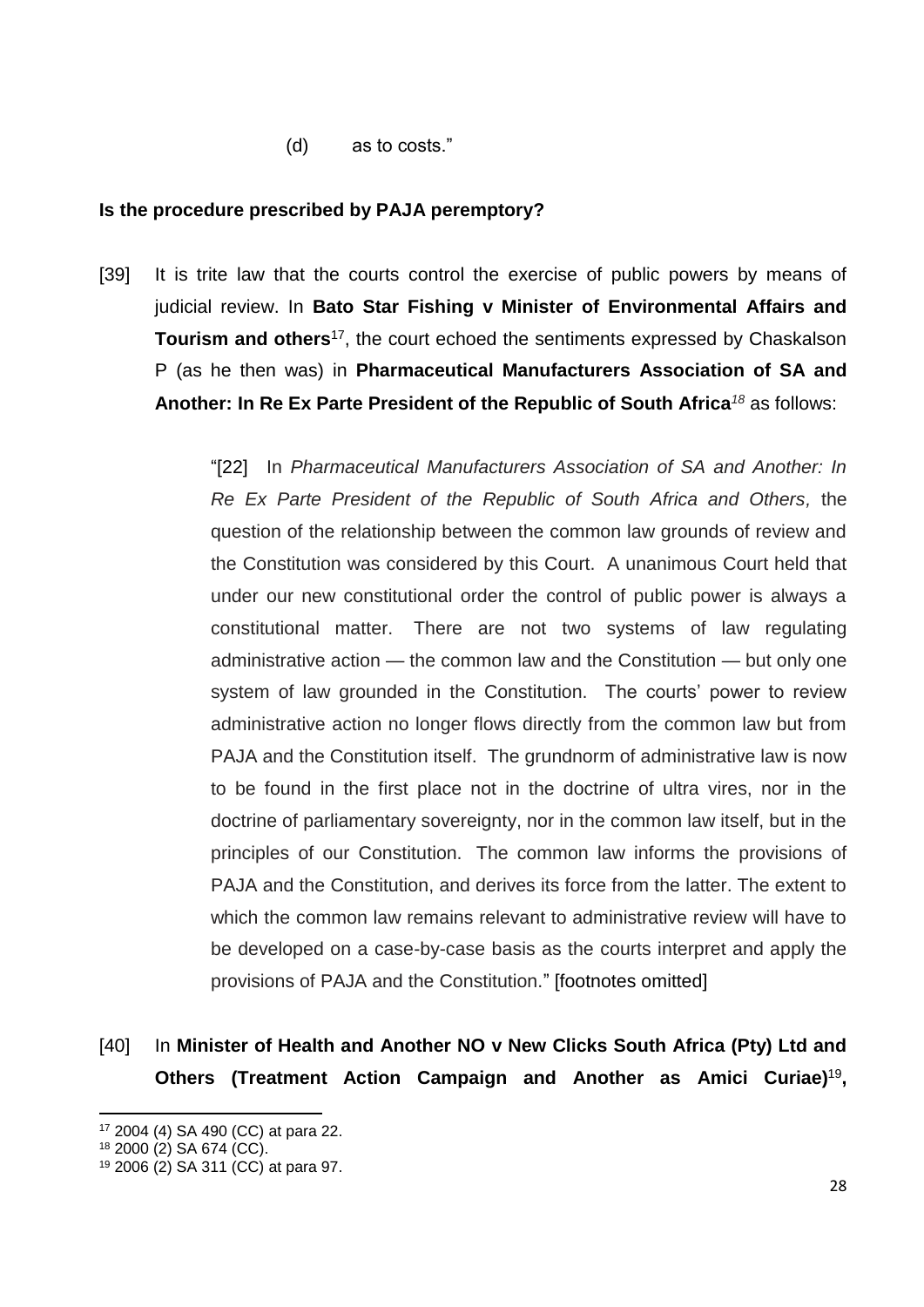(d) as to costs."

**Is the procedure prescribed by PAJA peremptory?**

[39] It is trite law that the courts control the exercise of public powers by means of judicial review. In **Bato Star Fishing v Minister of Environmental Affairs and Tourism and others**[17], the court echoed the sentiments expressed by Chaskalson P (as he then was) in **Pharmaceutical Manufacturers Association of SA and Another: In Re Ex Parte President of the Republic of South Africa**[18] as follows:

> "[22] In *Pharmaceutical Manufacturers Association of SA and Another: In Re Ex Parte President of the Republic of South Africa and Others,* the question of the relationship between the common law grounds of review and the Constitution was considered by this Court. A unanimous Court held that under our new constitutional order the control of public power is always a constitutional matter. There are not two systems of law regulating administrative action — the common law and the Constitution — but only one system of law grounded in the Constitution. The courts' power to review administrative action no longer flows directly from the common law but from PAJA and the Constitution itself. The grundnorm of administrative law is now to be found in the first place not in the doctrine of ultra vires, nor in the doctrine of parliamentary sovereignty, nor in the common law itself, but in the principles of our Constitution. The common law informs the provisions of PAJA and the Constitution, and derives its force from the latter. The extent to which the common law remains relevant to administrative review will have to be developed on a case-by-case basis as the courts interpret and apply the provisions of PAJA and the Constitution." [footnotes omitted]

[40] In **Minister of Health and Another NO v New Clicks South Africa (Pty) Ltd and Others (Treatment Action Campaign and Another as Amici Curiae)**[19]**,**

---

[17] 2004 (4) SA 490 (CC) at para 22.

[18] 2000 (2) SA 674 (CC).

[19] 2006 (2) SA 311 (CC) at para 97.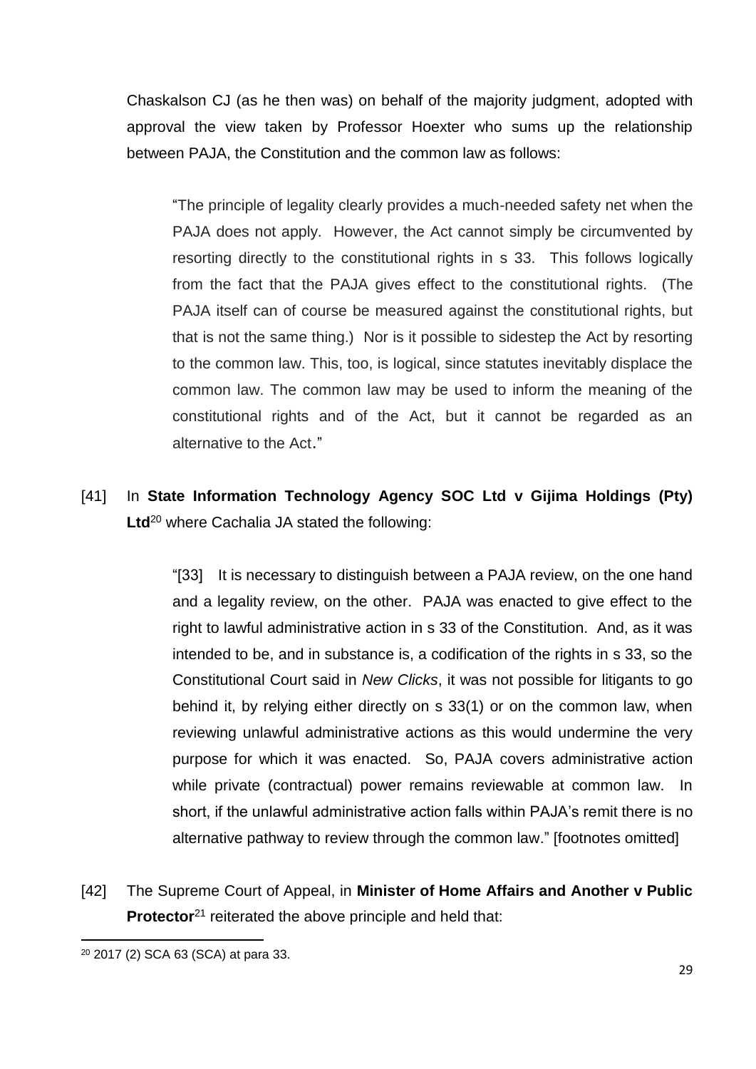Chaskalson CJ (as he then was) on behalf of the majority judgment, adopted with approval the view taken by Professor Hoexter who sums up the relationship between PAJA, the Constitution and the common law as follows:

> "The principle of legality clearly provides a much-needed safety net when the PAJA does not apply. However, the Act cannot simply be circumvented by resorting directly to the constitutional rights in s 33. This follows logically from the fact that the PAJA gives effect to the constitutional rights. (The PAJA itself can of course be measured against the constitutional rights, but that is not the same thing.) Nor is it possible to sidestep the Act by resorting to the common law. This, too, is logical, since statutes inevitably displace the common law. The common law may be used to inform the meaning of the constitutional rights and of the Act, but it cannot be regarded as an alternative to the Act."

[41] In **State Information Technology Agency SOC Ltd v Gijima Holdings (Pty) Ltd**[20] where Cachalia JA stated the following:

> "[33] It is necessary to distinguish between a PAJA review, on the one hand and a legality review, on the other. PAJA was enacted to give effect to the right to lawful administrative action in s 33 of the Constitution. And, as it was intended to be, and in substance is, a codification of the rights in s 33, so the Constitutional Court said in *New Clicks*, it was not possible for litigants to go behind it, by relying either directly on s 33(1) or on the common law, when reviewing unlawful administrative actions as this would undermine the very purpose for which it was enacted. So, PAJA covers administrative action while private (contractual) power remains reviewable at common law. In short, if the unlawful administrative action falls within PAJA's remit there is no alternative pathway to review through the common law." [footnotes omitted]

[42] The Supreme Court of Appeal, in **Minister of Home Affairs and Another v Public Protector**[21] reiterated the above principle and held that:

---

[20] 2017 (2) SCA 63 (SCA) at para 33.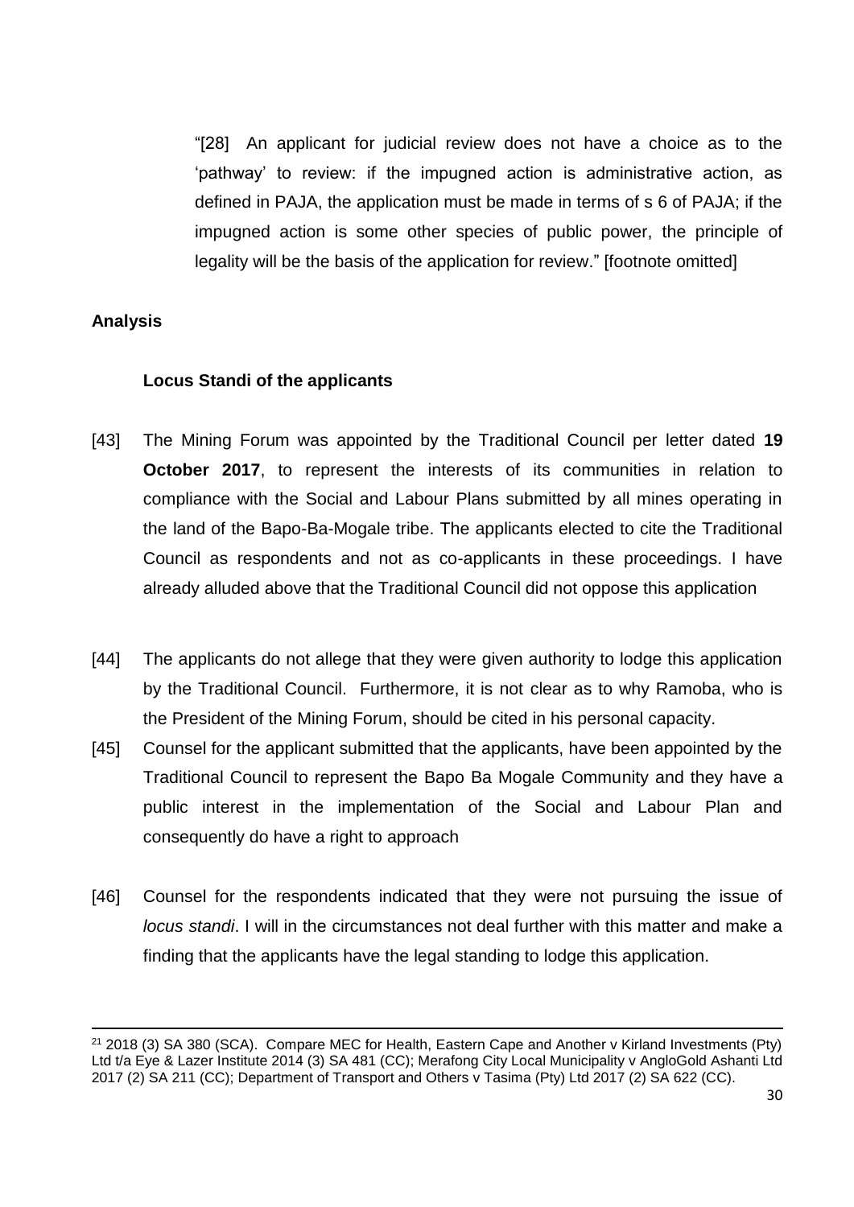> "[28] An applicant for judicial review does not have a choice as to the 'pathway' to review: if the impugned action is administrative action, as defined in PAJA, the application must be made in terms of s 6 of PAJA; if the impugned action is some other species of public power, the principle of legality will be the basis of the application for review." [footnote omitted]

## Analysis

### Locus Standi of the applicants

[43] The Mining Forum was appointed by the Traditional Council per letter dated **19 October 2017**, to represent the interests of its communities in relation to compliance with the Social and Labour Plans submitted by all mines operating in the land of the Bapo-Ba-Mogale tribe. The applicants elected to cite the Traditional Council as respondents and not as co-applicants in these proceedings. I have already alluded above that the Traditional Council did not oppose this application

[44] The applicants do not allege that they were given authority to lodge this application by the Traditional Council. Furthermore, it is not clear as to why Ramoba, who is the President of the Mining Forum, should be cited in his personal capacity.

[45] Counsel for the applicant submitted that the applicants, have been appointed by the Traditional Council to represent the Bapo Ba Mogale Community and they have a public interest in the implementation of the Social and Labour Plan and consequently do have a right to approach

[46] Counsel for the respondents indicated that they were not pursuing the issue of *locus standi*. I will in the circumstances not deal further with this matter and make a finding that the applicants have the legal standing to lodge this application.

---

[21] 2018 (3) SA 380 (SCA). Compare MEC for Health, Eastern Cape and Another v Kirland Investments (Pty) Ltd t/a Eye & Lazer Institute 2014 (3) SA 481 (CC); Merafong City Local Municipality v AngloGold Ashanti Ltd 2017 (2) SA 211 (CC); Department of Transport and Others v Tasima (Pty) Ltd 2017 (2) SA 622 (CC).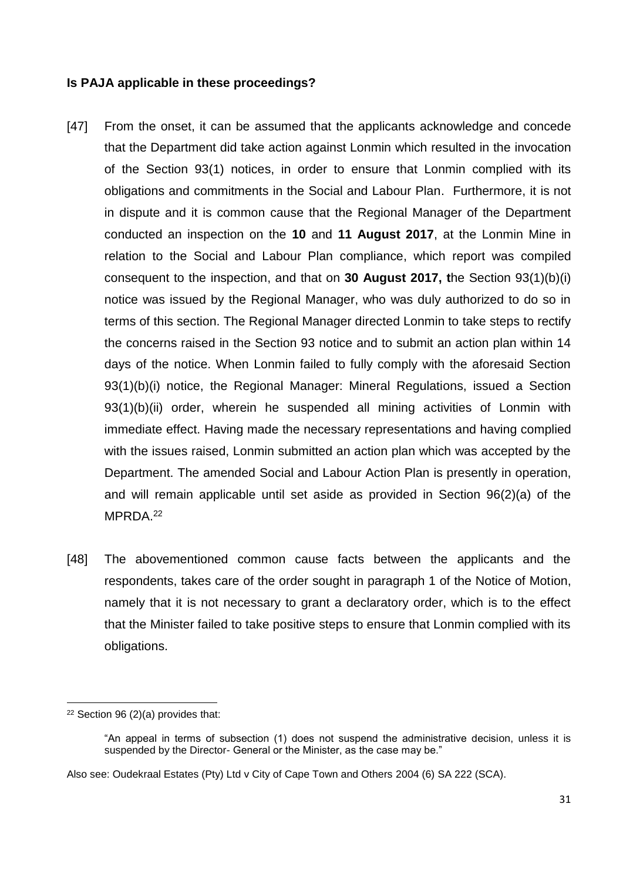**Is PAJA applicable in these proceedings?**

[47] From the onset, it can be assumed that the applicants acknowledge and concede that the Department did take action against Lonmin which resulted in the invocation of the Section 93(1) notices, in order to ensure that Lonmin complied with its obligations and commitments in the Social and Labour Plan. Furthermore, it is not in dispute and it is common cause that the Regional Manager of the Department conducted an inspection on the **10** and **11 August 2017**, at the Lonmin Mine in relation to the Social and Labour Plan compliance, which report was compiled consequent to the inspection, and that on **30 August 2017, t**he Section 93(1)(b)(i) notice was issued by the Regional Manager, who was duly authorized to do so in terms of this section. The Regional Manager directed Lonmin to take steps to rectify the concerns raised in the Section 93 notice and to submit an action plan within 14 days of the notice. When Lonmin failed to fully comply with the aforesaid Section 93(1)(b)(i) notice, the Regional Manager: Mineral Regulations, issued a Section 93(1)(b)(ii) order, wherein he suspended all mining activities of Lonmin with immediate effect. Having made the necessary representations and having complied with the issues raised, Lonmin submitted an action plan which was accepted by the Department. The amended Social and Labour Action Plan is presently in operation, and will remain applicable until set aside as provided in Section 96(2)(a) of the MPRDA.[22]

[48] The abovementioned common cause facts between the applicants and the respondents, takes care of the order sought in paragraph 1 of the Notice of Motion, namely that it is not necessary to grant a declaratory order, which is to the effect that the Minister failed to take positive steps to ensure that Lonmin complied with its obligations.

---

[22] Section 96 (2)(a) provides that:

> "An appeal in terms of subsection (1) does not suspend the administrative decision, unless it is suspended by the Director- General or the Minister, as the case may be."

Also see: Oudekraal Estates (Pty) Ltd v City of Cape Town and Others 2004 (6) SA 222 (SCA).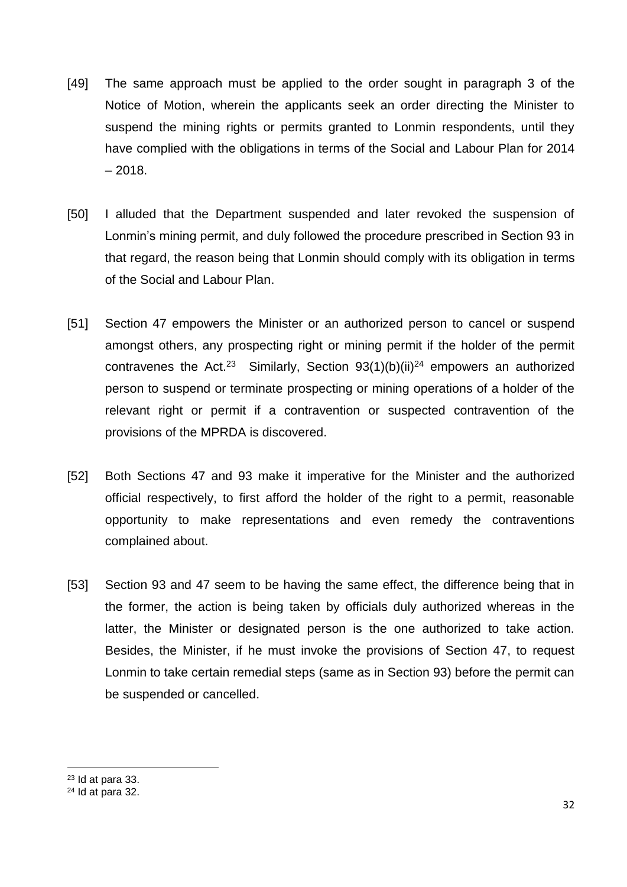[49] The same approach must be applied to the order sought in paragraph 3 of the Notice of Motion, wherein the applicants seek an order directing the Minister to suspend the mining rights or permits granted to Lonmin respondents, until they have complied with the obligations in terms of the Social and Labour Plan for 2014 – 2018.

[50] I alluded that the Department suspended and later revoked the suspension of Lonmin's mining permit, and duly followed the procedure prescribed in Section 93 in that regard, the reason being that Lonmin should comply with its obligation in terms of the Social and Labour Plan.

[51] Section 47 empowers the Minister or an authorized person to cancel or suspend amongst others, any prospecting right or mining permit if the holder of the permit contravenes the Act.[23] Similarly, Section 93(1)(b)(ii)[24] empowers an authorized person to suspend or terminate prospecting or mining operations of a holder of the relevant right or permit if a contravention or suspected contravention of the provisions of the MPRDA is discovered.

[52] Both Sections 47 and 93 make it imperative for the Minister and the authorized official respectively, to first afford the holder of the right to a permit, reasonable opportunity to make representations and even remedy the contraventions complained about.

[53] Section 93 and 47 seem to be having the same effect, the difference being that in the former, the action is being taken by officials duly authorized whereas in the latter, the Minister or designated person is the one authorized to take action. Besides, the Minister, if he must invoke the provisions of Section 47, to request Lonmin to take certain remedial steps (same as in Section 93) before the permit can be suspended or cancelled.

---

[23] Id at para 33.

[24] Id at para 32.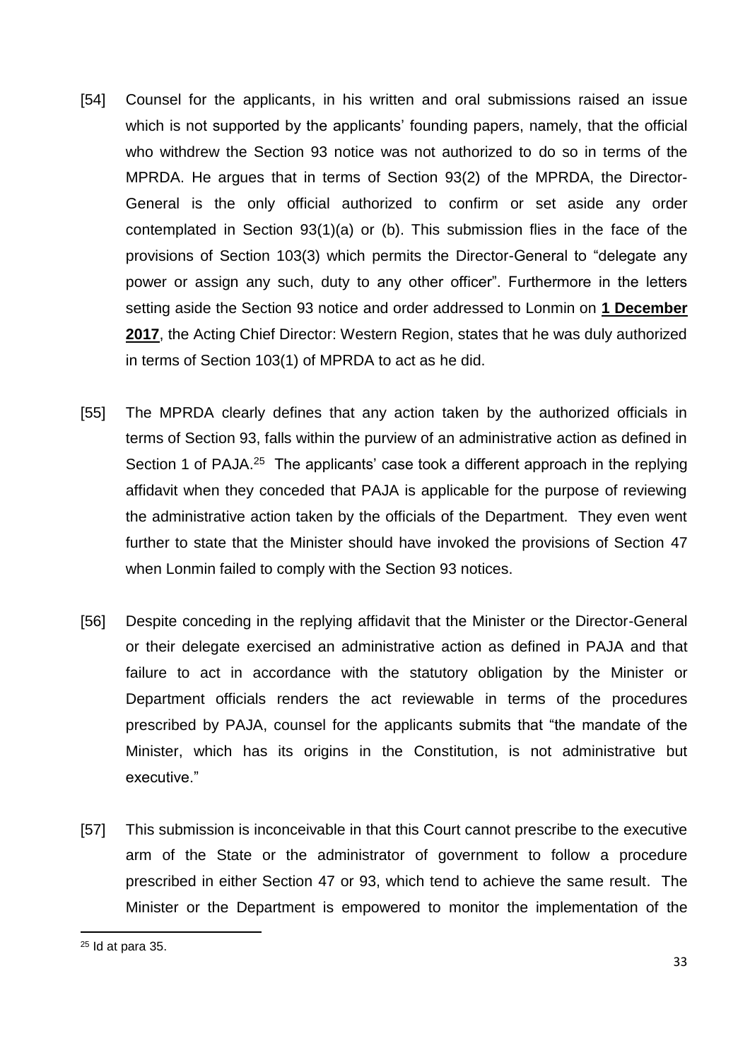[54] Counsel for the applicants, in his written and oral submissions raised an issue which is not supported by the applicants' founding papers, namely, that the official who withdrew the Section 93 notice was not authorized to do so in terms of the MPRDA. He argues that in terms of Section 93(2) of the MPRDA, the Director-General is the only official authorized to confirm or set aside any order contemplated in Section 93(1)(a) or (b). This submission flies in the face of the provisions of Section 103(3) which permits the Director-General to "delegate any power or assign any such, duty to any other officer". Furthermore in the letters setting aside the Section 93 notice and order addressed to Lonmin on **<u>1 December 2017</u>**, the Acting Chief Director: Western Region, states that he was duly authorized in terms of Section 103(1) of MPRDA to act as he did.

[55] The MPRDA clearly defines that any action taken by the authorized officials in terms of Section 93, falls within the purview of an administrative action as defined in Section 1 of PAJA.[25] The applicants' case took a different approach in the replying affidavit when they conceded that PAJA is applicable for the purpose of reviewing the administrative action taken by the officials of the Department. They even went further to state that the Minister should have invoked the provisions of Section 47 when Lonmin failed to comply with the Section 93 notices.

[56] Despite conceding in the replying affidavit that the Minister or the Director-General or their delegate exercised an administrative action as defined in PAJA and that failure to act in accordance with the statutory obligation by the Minister or Department officials renders the act reviewable in terms of the procedures prescribed by PAJA, counsel for the applicants submits that "the mandate of the Minister, which has its origins in the Constitution, is not administrative but executive."

[57] This submission is inconceivable in that this Court cannot prescribe to the executive arm of the State or the administrator of government to follow a procedure prescribed in either Section 47 or 93, which tend to achieve the same result. The Minister or the Department is empowered to monitor the implementation of the

[25] Id at para 35.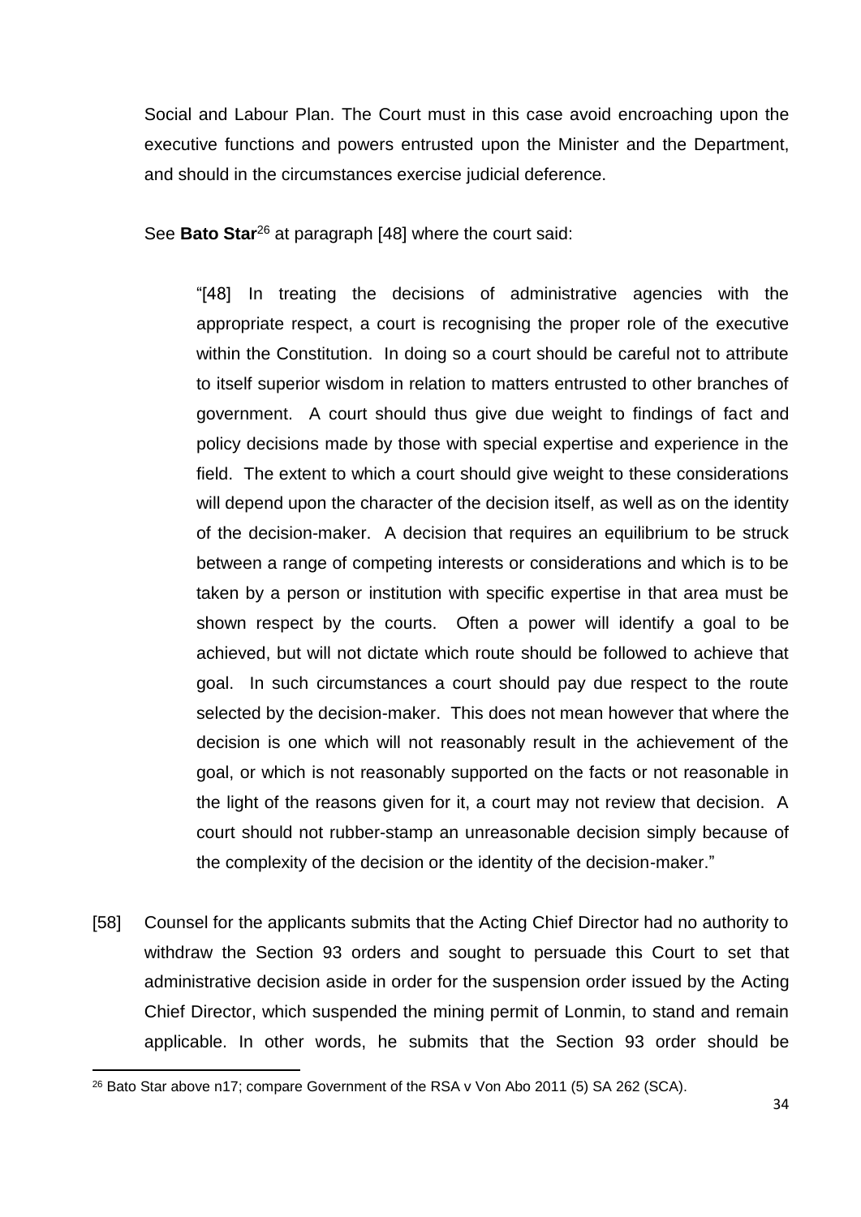Social and Labour Plan. The Court must in this case avoid encroaching upon the executive functions and powers entrusted upon the Minister and the Department, and should in the circumstances exercise judicial deference.

See **Bato Star**[26] at paragraph [48] where the court said:

> "[48] In treating the decisions of administrative agencies with the appropriate respect, a court is recognising the proper role of the executive within the Constitution. In doing so a court should be careful not to attribute to itself superior wisdom in relation to matters entrusted to other branches of government. A court should thus give due weight to findings of fact and policy decisions made by those with special expertise and experience in the field. The extent to which a court should give weight to these considerations will depend upon the character of the decision itself, as well as on the identity of the decision-maker. A decision that requires an equilibrium to be struck between a range of competing interests or considerations and which is to be taken by a person or institution with specific expertise in that area must be shown respect by the courts. Often a power will identify a goal to be achieved, but will not dictate which route should be followed to achieve that goal. In such circumstances a court should pay due respect to the route selected by the decision-maker. This does not mean however that where the decision is one which will not reasonably result in the achievement of the goal, or which is not reasonably supported on the facts or not reasonable in the light of the reasons given for it, a court may not review that decision. A court should not rubber-stamp an unreasonable decision simply because of the complexity of the decision or the identity of the decision-maker."

[58] Counsel for the applicants submits that the Acting Chief Director had no authority to withdraw the Section 93 orders and sought to persuade this Court to set that administrative decision aside in order for the suspension order issued by the Acting Chief Director, which suspended the mining permit of Lonmin, to stand and remain applicable. In other words, he submits that the Section 93 order should be

---

[26] Bato Star above n17; compare Government of the RSA v Von Abo 2011 (5) SA 262 (SCA).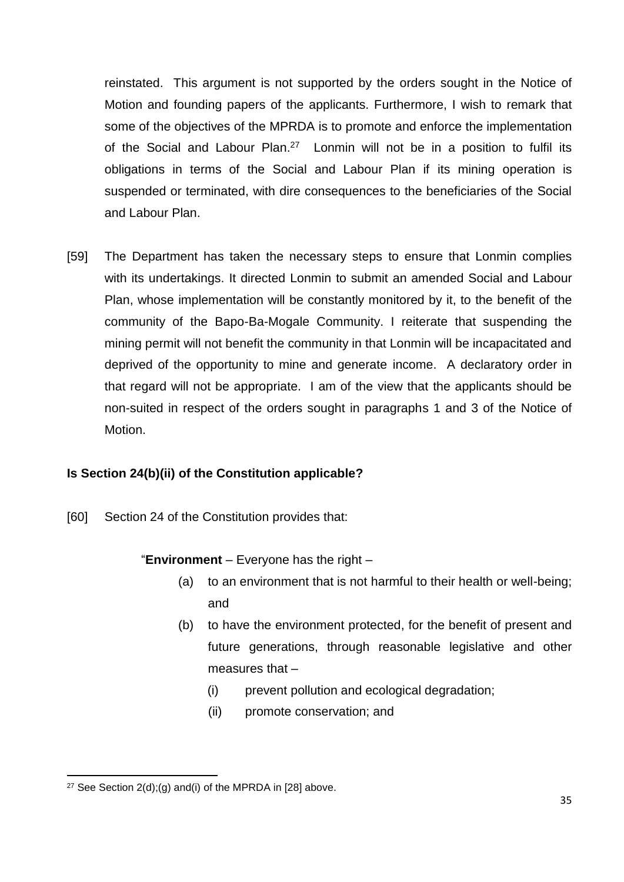reinstated. This argument is not supported by the orders sought in the Notice of Motion and founding papers of the applicants. Furthermore, I wish to remark that some of the objectives of the MPRDA is to promote and enforce the implementation of the Social and Labour Plan.[27] Lonmin will not be in a position to fulfil its obligations in terms of the Social and Labour Plan if its mining operation is suspended or terminated, with dire consequences to the beneficiaries of the Social and Labour Plan.

[59] The Department has taken the necessary steps to ensure that Lonmin complies with its undertakings. It directed Lonmin to submit an amended Social and Labour Plan, whose implementation will be constantly monitored by it, to the benefit of the community of the Bapo-Ba-Mogale Community. I reiterate that suspending the mining permit will not benefit the community in that Lonmin will be incapacitated and deprived of the opportunity to mine and generate income. A declaratory order in that regard will not be appropriate. I am of the view that the applicants should be non-suited in respect of the orders sought in paragraphs 1 and 3 of the Notice of Motion.

**Is Section 24(b)(ii) of the Constitution applicable?**

[60] Section 24 of the Constitution provides that:

> "**Environment** – Everyone has the right –
>
> (a) to an environment that is not harmful to their health or well-being; and
>
> (b) to have the environment protected, for the benefit of present and future generations, through reasonable legislative and other measures that –
>
> (i) prevent pollution and ecological degradation;
>
> (ii) promote conservation; and

[27] See Section 2(d);(g) and(i) of the MPRDA in [28] above.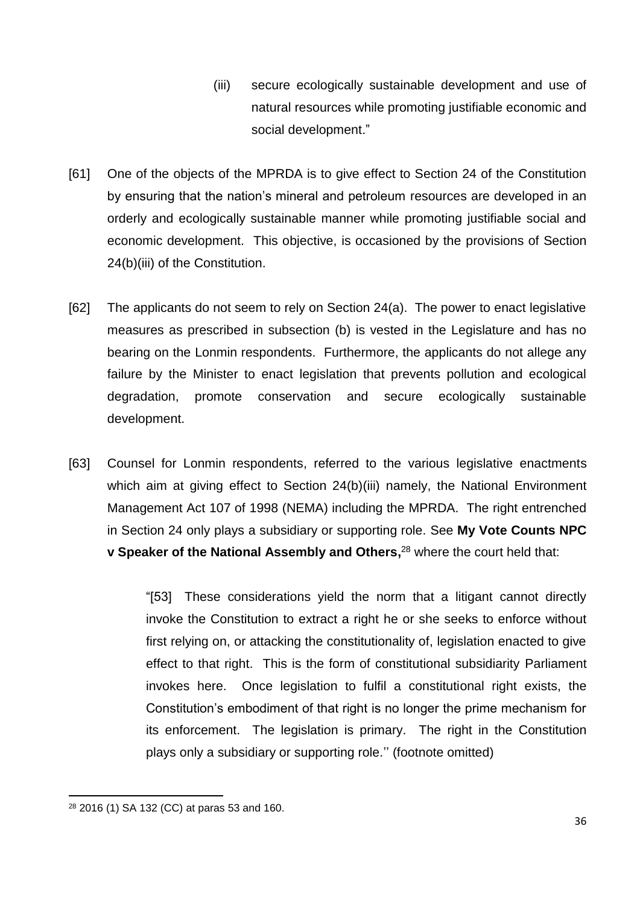(iii) secure ecologically sustainable development and use of natural resources while promoting justifiable economic and social development."

[61] One of the objects of the MPRDA is to give effect to Section 24 of the Constitution by ensuring that the nation's mineral and petroleum resources are developed in an orderly and ecologically sustainable manner while promoting justifiable social and economic development. This objective, is occasioned by the provisions of Section 24(b)(iii) of the Constitution.

[62] The applicants do not seem to rely on Section 24(a). The power to enact legislative measures as prescribed in subsection (b) is vested in the Legislature and has no bearing on the Lonmin respondents. Furthermore, the applicants do not allege any failure by the Minister to enact legislation that prevents pollution and ecological degradation, promote conservation and secure ecologically sustainable development.

[63] Counsel for Lonmin respondents, referred to the various legislative enactments which aim at giving effect to Section 24(b)(iii) namely, the National Environment Management Act 107 of 1998 (NEMA) including the MPRDA. The right entrenched in Section 24 only plays a subsidiary or supporting role. See **My Vote Counts NPC v Speaker of the National Assembly and Others,**[28] where the court held that:

> "[53] These considerations yield the norm that a litigant cannot directly invoke the Constitution to extract a right he or she seeks to enforce without first relying on, or attacking the constitutionality of, legislation enacted to give effect to that right. This is the form of constitutional subsidiarity Parliament invokes here. Once legislation to fulfil a constitutional right exists, the Constitution's embodiment of that right is no longer the prime mechanism for its enforcement. The legislation is primary. The right in the Constitution plays only a subsidiary or supporting role.'' (footnote omitted)

---

[28] 2016 (1) SA 132 (CC) at paras 53 and 160.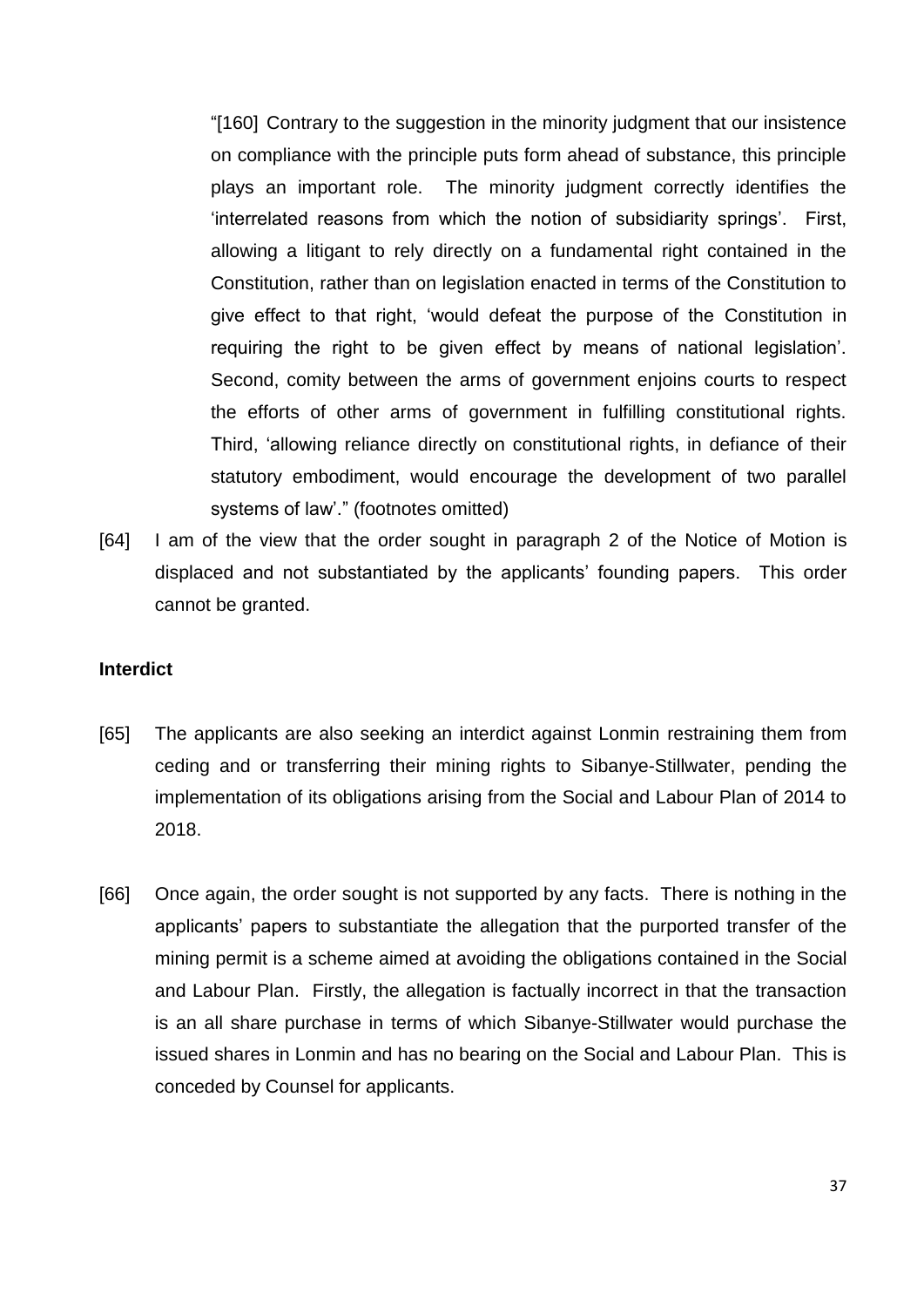> "[160] Contrary to the suggestion in the minority judgment that our insistence on compliance with the principle puts form ahead of substance, this principle plays an important role. The minority judgment correctly identifies the 'interrelated reasons from which the notion of subsidiarity springs'. First, allowing a litigant to rely directly on a fundamental right contained in the Constitution, rather than on legislation enacted in terms of the Constitution to give effect to that right, 'would defeat the purpose of the Constitution in requiring the right to be given effect by means of national legislation'. Second, comity between the arms of government enjoins courts to respect the efforts of other arms of government in fulfilling constitutional rights. Third, 'allowing reliance directly on constitutional rights, in defiance of their statutory embodiment, would encourage the development of two parallel systems of law'." (footnotes omitted)

[64] I am of the view that the order sought in paragraph 2 of the Notice of Motion is displaced and not substantiated by the applicants' founding papers. This order cannot be granted.

**Interdict**

[65] The applicants are also seeking an interdict against Lonmin restraining them from ceding and or transferring their mining rights to Sibanye-Stillwater, pending the implementation of its obligations arising from the Social and Labour Plan of 2014 to 2018.

[66] Once again, the order sought is not supported by any facts. There is nothing in the applicants' papers to substantiate the allegation that the purported transfer of the mining permit is a scheme aimed at avoiding the obligations contained in the Social and Labour Plan. Firstly, the allegation is factually incorrect in that the transaction is an all share purchase in terms of which Sibanye-Stillwater would purchase the issued shares in Lonmin and has no bearing on the Social and Labour Plan. This is conceded by Counsel for applicants.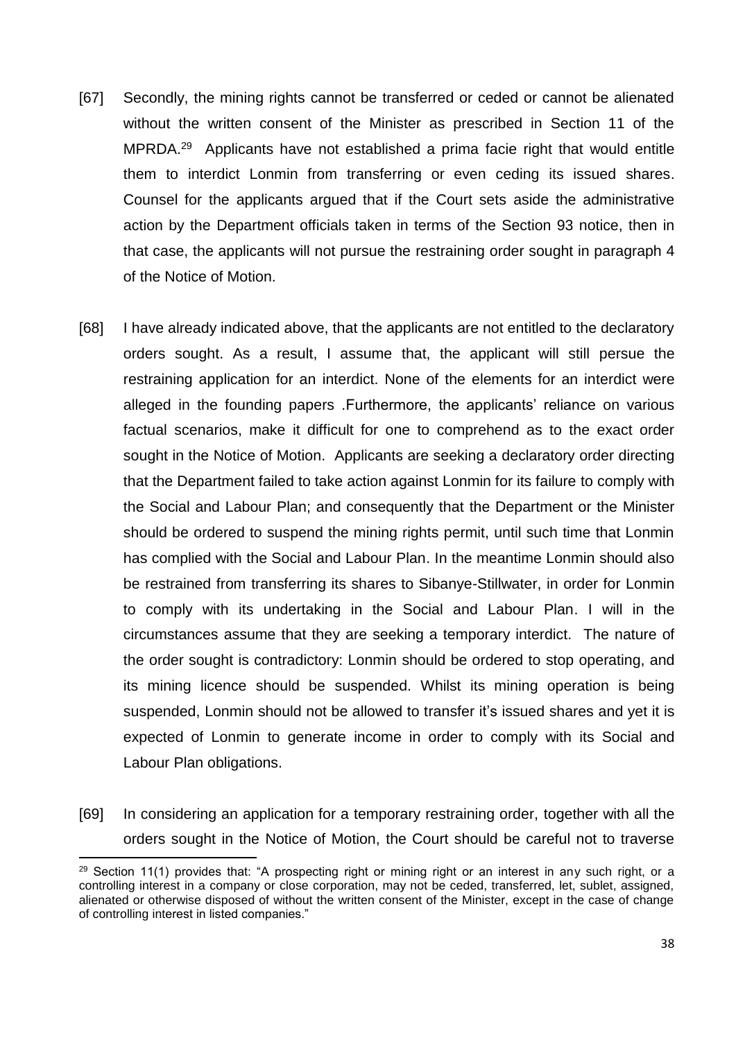[67] Secondly, the mining rights cannot be transferred or ceded or cannot be alienated without the written consent of the Minister as prescribed in Section 11 of the MPRDA.[29] Applicants have not established a prima facie right that would entitle them to interdict Lonmin from transferring or even ceding its issued shares. Counsel for the applicants argued that if the Court sets aside the administrative action by the Department officials taken in terms of the Section 93 notice, then in that case, the applicants will not pursue the restraining order sought in paragraph 4 of the Notice of Motion.

[68] I have already indicated above, that the applicants are not entitled to the declaratory orders sought. As a result, I assume that, the applicant will still persue the restraining application for an interdict. None of the elements for an interdict were alleged in the founding papers .Furthermore, the applicants' reliance on various factual scenarios, make it difficult for one to comprehend as to the exact order sought in the Notice of Motion. Applicants are seeking a declaratory order directing that the Department failed to take action against Lonmin for its failure to comply with the Social and Labour Plan; and consequently that the Department or the Minister should be ordered to suspend the mining rights permit, until such time that Lonmin has complied with the Social and Labour Plan. In the meantime Lonmin should also be restrained from transferring its shares to Sibanye-Stillwater, in order for Lonmin to comply with its undertaking in the Social and Labour Plan. I will in the circumstances assume that they are seeking a temporary interdict. The nature of the order sought is contradictory: Lonmin should be ordered to stop operating, and its mining licence should be suspended. Whilst its mining operation is being suspended, Lonmin should not be allowed to transfer it's issued shares and yet it is expected of Lonmin to generate income in order to comply with its Social and Labour Plan obligations.

[69] In considering an application for a temporary restraining order, together with all the orders sought in the Notice of Motion, the Court should be careful not to traverse

---

[29] Section 11(1) provides that: "A prospecting right or mining right or an interest in any such right, or a controlling interest in a company or close corporation, may not be ceded, transferred, let, sublet, assigned, alienated or otherwise disposed of without the written consent of the Minister, except in the case of change of controlling interest in listed companies."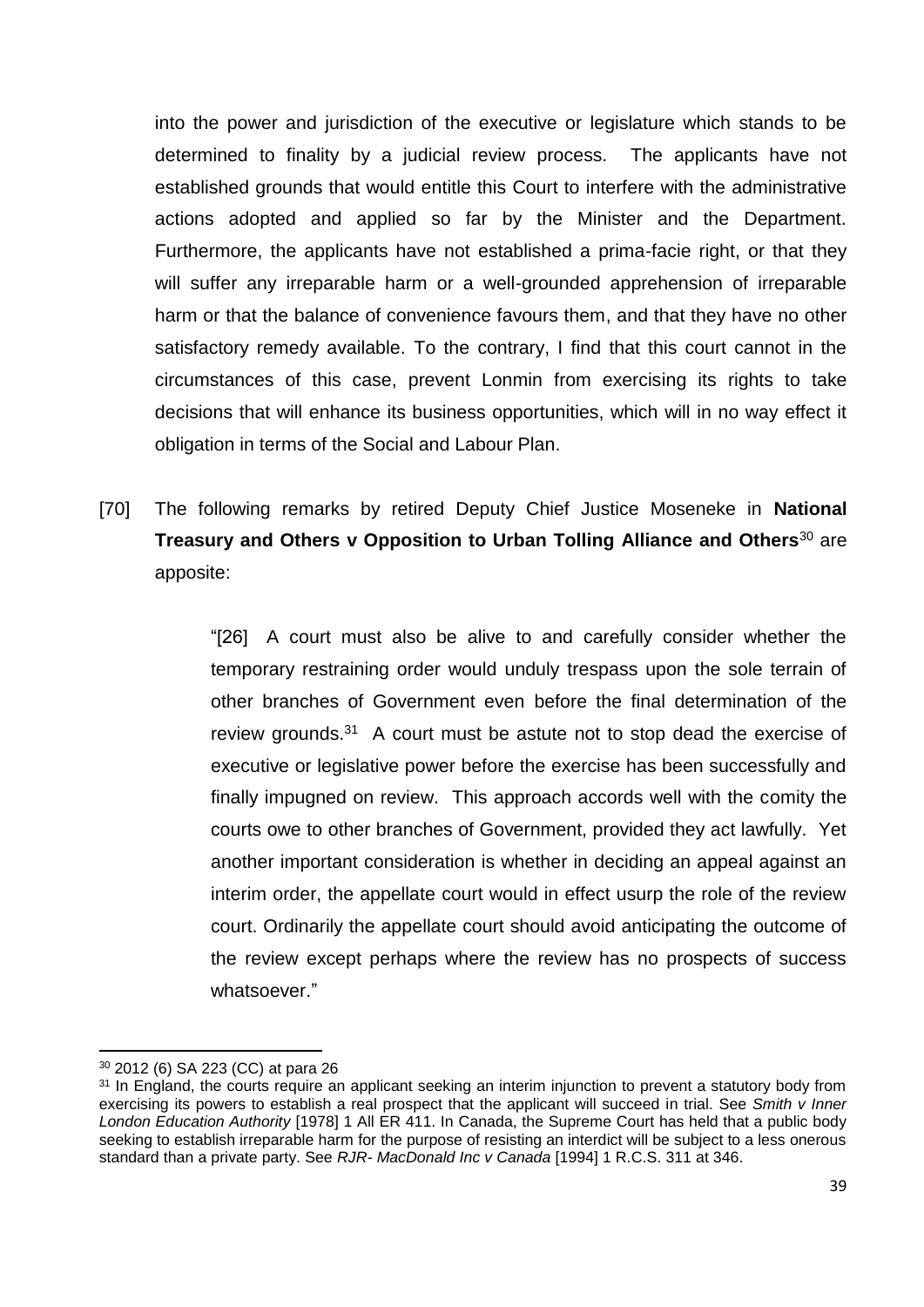into the power and jurisdiction of the executive or legislature which stands to be determined to finality by a judicial review process. The applicants have not established grounds that would entitle this Court to interfere with the administrative actions adopted and applied so far by the Minister and the Department. Furthermore, the applicants have not established a prima-facie right, or that they will suffer any irreparable harm or a well-grounded apprehension of irreparable harm or that the balance of convenience favours them, and that they have no other satisfactory remedy available. To the contrary, I find that this court cannot in the circumstances of this case, prevent Lonmin from exercising its rights to take decisions that will enhance its business opportunities, which will in no way effect it obligation in terms of the Social and Labour Plan.

[70] The following remarks by retired Deputy Chief Justice Moseneke in **National Treasury and Others v Opposition to Urban Tolling Alliance and Others**[30] are apposite:

> "[26] A court must also be alive to and carefully consider whether the temporary restraining order would unduly trespass upon the sole terrain of other branches of Government even before the final determination of the review grounds.[31] A court must be astute not to stop dead the exercise of executive or legislative power before the exercise has been successfully and finally impugned on review. This approach accords well with the comity the courts owe to other branches of Government, provided they act lawfully. Yet another important consideration is whether in deciding an appeal against an interim order, the appellate court would in effect usurp the role of the review court. Ordinarily the appellate court should avoid anticipating the outcome of the review except perhaps where the review has no prospects of success whatsoever."

---

[30] 2012 (6) SA 223 (CC) at para 26

[31] In England, the courts require an applicant seeking an interim injunction to prevent a statutory body from exercising its powers to establish a real prospect that the applicant will succeed in trial. See *Smith v Inner London Education Authority* [1978] 1 All ER 411. In Canada, the Supreme Court has held that a public body seeking to establish irreparable harm for the purpose of resisting an interdict will be subject to a less onerous standard than a private party. See *RJR- MacDonald Inc v Canada* [1994] 1 R.C.S. 311 at 346.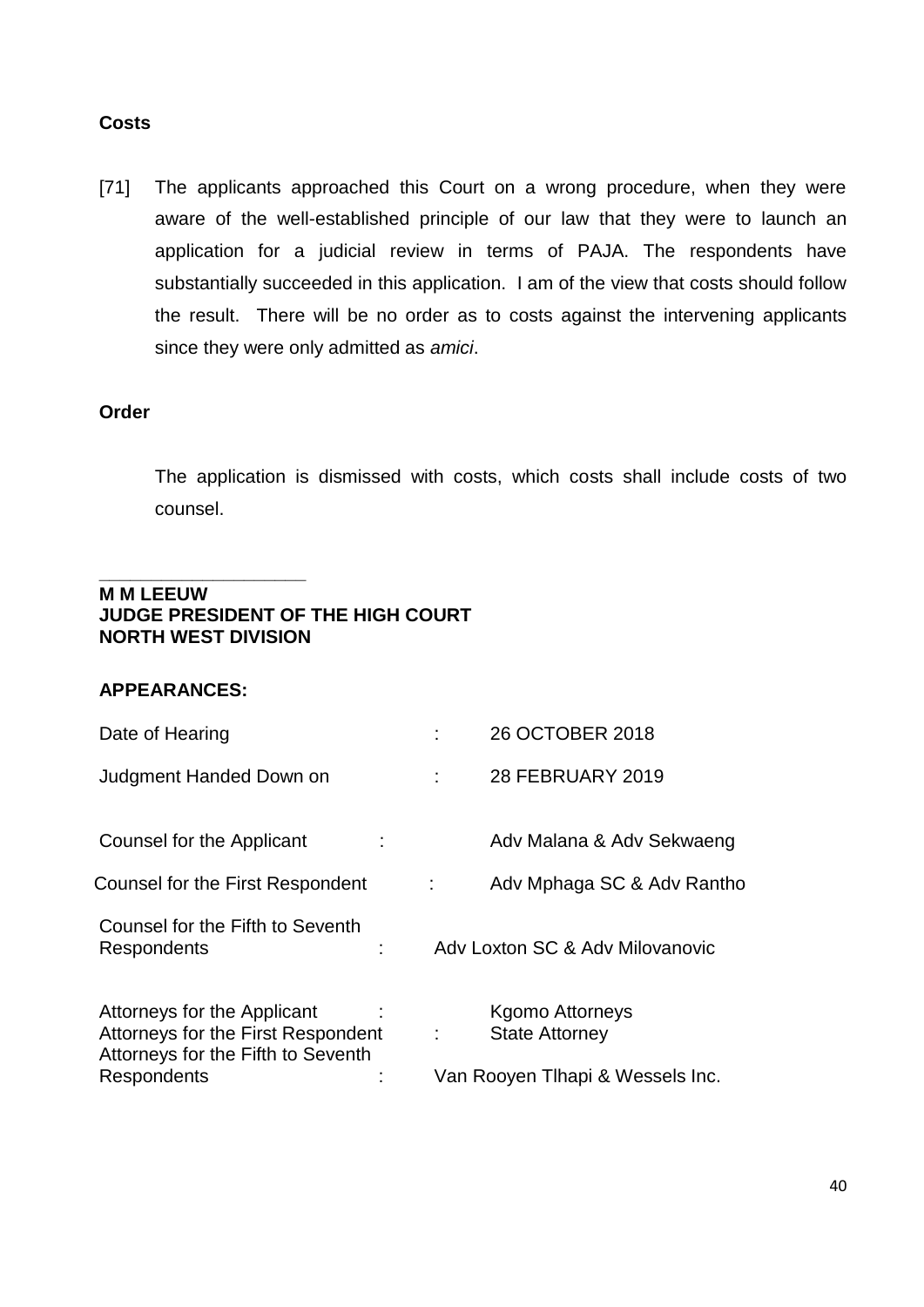**Costs**

[71] The applicants approached this Court on a wrong procedure, when they were aware of the well-established principle of our law that they were to launch an application for a judicial review in terms of PAJA. The respondents have substantially succeeded in this application. I am of the view that costs should follow the result. There will be no order as to costs against the intervening applicants since they were only admitted as *amici*.

**Order**

The application is dismissed with costs, which costs shall include costs of two counsel.

\_\_\_\_\_\_\_\_\_\_\_\_\_\_\_\_\_\_\_\_

**M M LEEUW**
**JUDGE PRESIDENT OF THE HIGH COURT**
**NORTH WEST DIVISION**

**APPEARANCES:**

| | | |
|---|---|---|
| Date of Hearing | : | 26 OCTOBER 2018 |
| Judgment Handed Down on | : | 28 FEBRUARY 2019 |
| Counsel for the Applicant | : | Adv Malana & Adv Sekwaeng |
| Counsel for the First Respondent | : | Adv Mphaga SC & Adv Rantho |
| Counsel for the Fifth to Seventh Respondents | : | Adv Loxton SC & Adv Milovanovic |
| Attorneys for the Applicant | : | Kgomo Attorneys |
| Attorneys for the First Respondent | : | State Attorney |
| Attorneys for the Fifth to Seventh Respondents | : | Van Rooyen Tlhapi & Wessels Inc. |